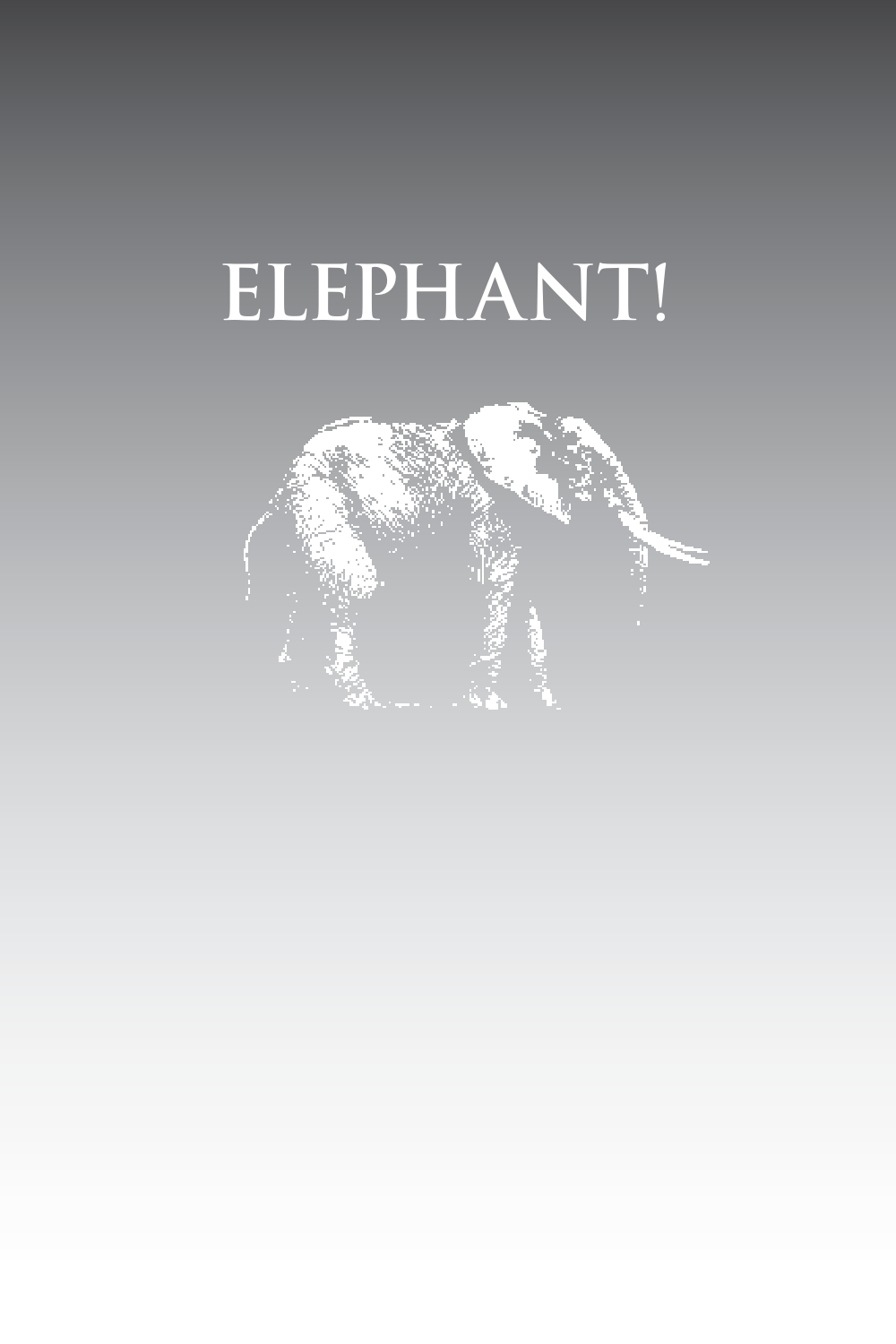# ELEPHANT!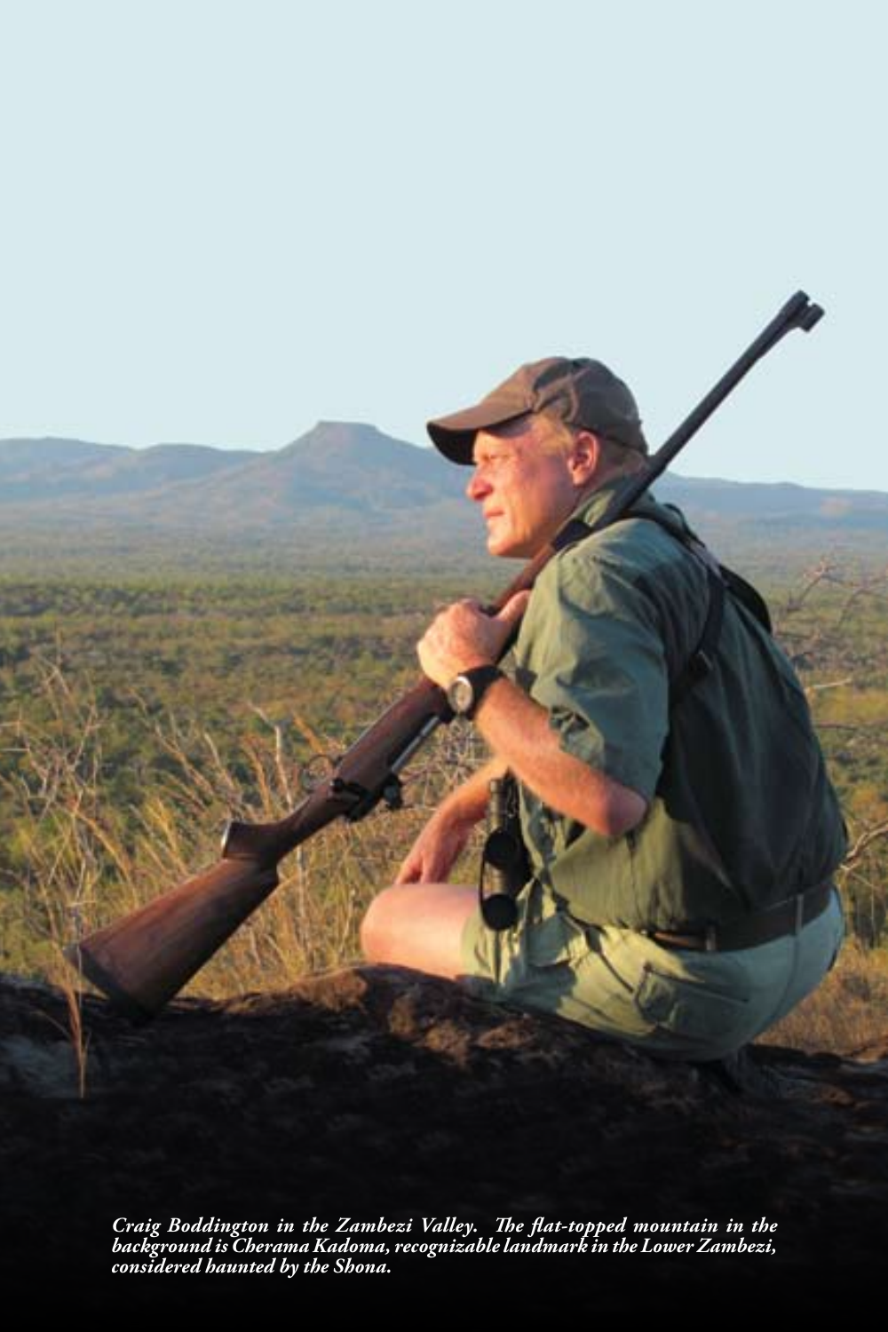*Craig Boddington in the Zambezi Valley. The flat-topped mountain in the background is Cherama Kadoma, recognizable landmark in the Lower Zambezi, considered haunted by the Shona.*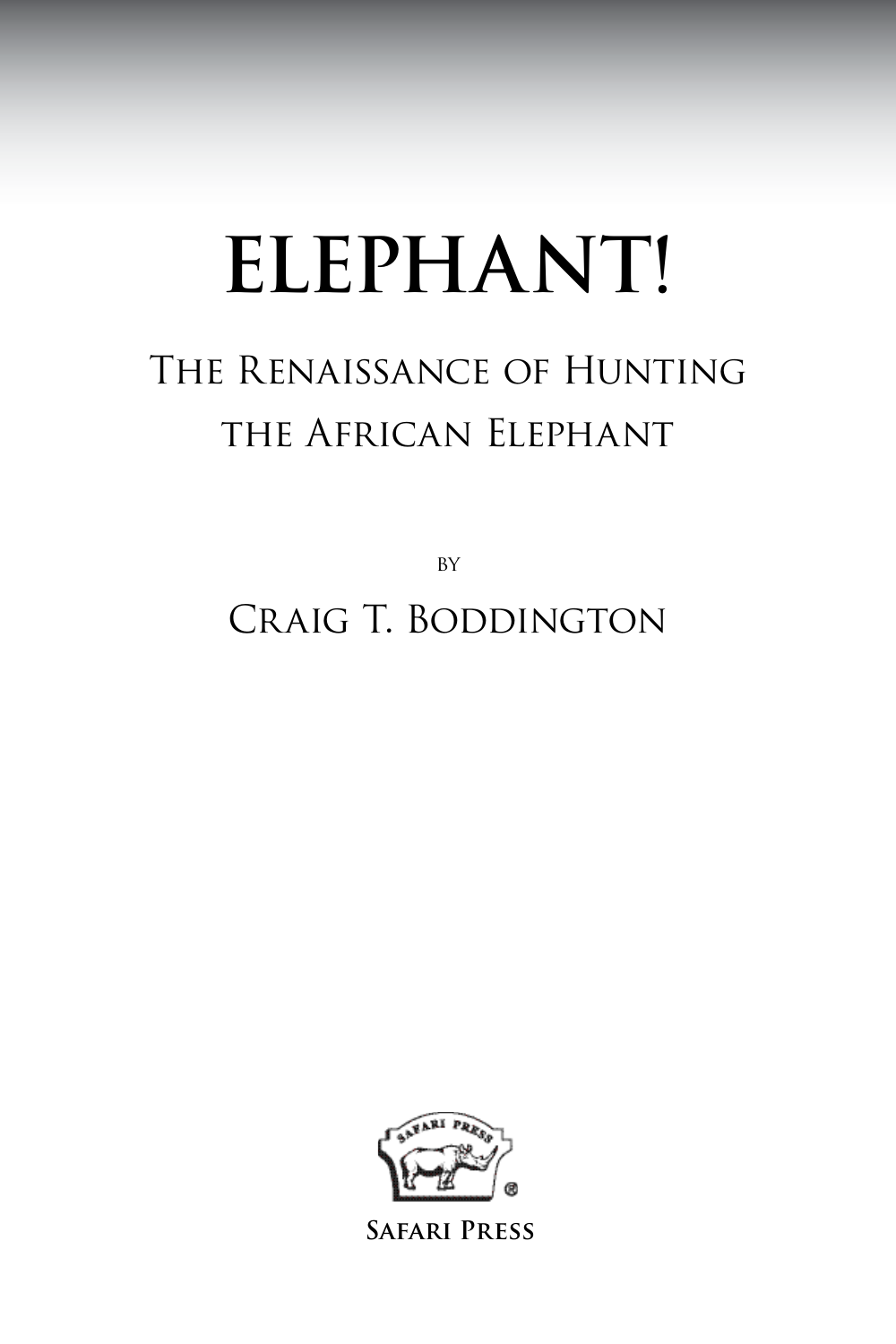# ELEPHANT!

## The Renaissance of Hunting the African Elephant

by

Craig T. Boddington

Safari Press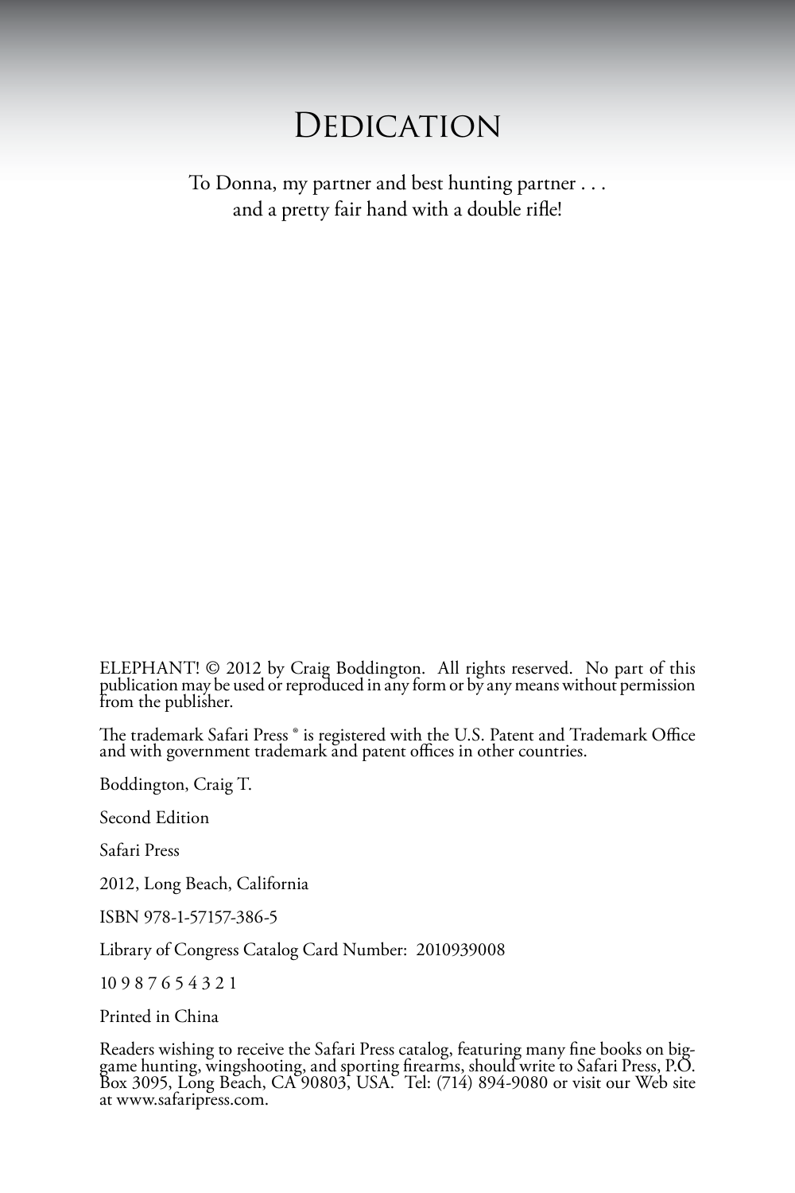# Dedication

To Donna, my partner and best hunting partner . . .
and a pretty fair hand with a double rifle!

ELEPHANT! © 2012 by Craig Boddington. All rights reserved. No part of this publication may be used or reproduced in any form or by any means without permission from the publisher.

The trademark Safari Press ® is registered with the U.S. Patent and Trademark Office and with government trademark and patent offices in other countries.

Boddington, Craig T.

Second Edition

Safari Press

2012, Long Beach, California

ISBN 978-1-57157-386-5

Library of Congress Catalog Card Number: 2010939008

10 9 8 7 6 5 4 3 2 1

Printed in China

Readers wishing to receive the Safari Press catalog, featuring many fine books on big-game hunting, wingshooting, and sporting firearms, should write to Safari Press, P.O. Box 3095, Long Beach, CA 90803, USA. Tel: (714) 894-9080 or visit our Web site at www.safaripress.com.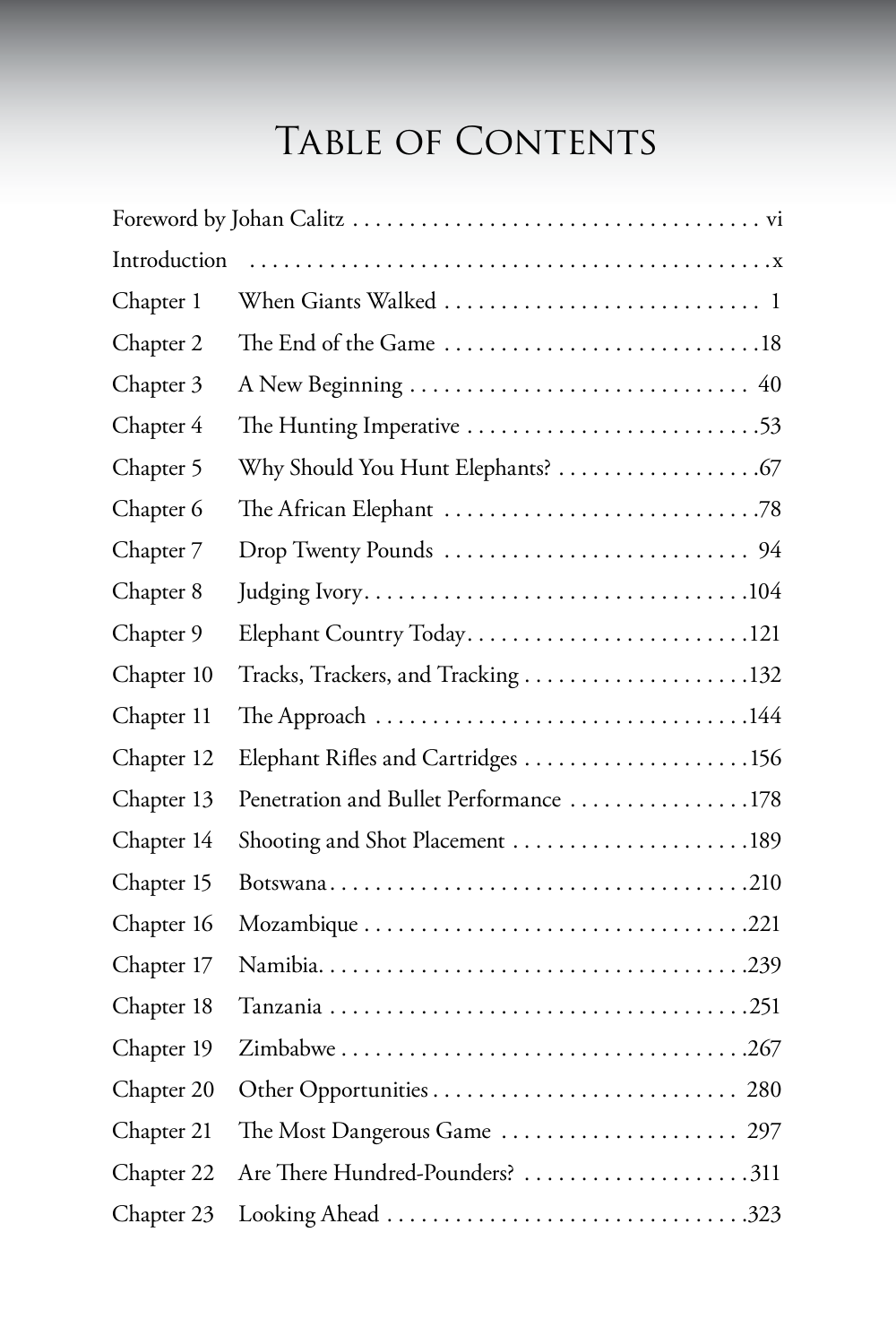# Table of Contents

| | | |
|---|---|---|
| Foreword by Johan Calitz | | vi |
| Introduction | | x |
| Chapter 1 | When Giants Walked | 1 |
| Chapter 2 | The End of the Game | 18 |
| Chapter 3 | A New Beginning | 40 |
| Chapter 4 | The Hunting Imperative | 53 |
| Chapter 5 | Why Should You Hunt Elephants? | 67 |
| Chapter 6 | The African Elephant | 78 |
| Chapter 7 | Drop Twenty Pounds | 94 |
| Chapter 8 | Judging Ivory | 104 |
| Chapter 9 | Elephant Country Today | 121 |
| Chapter 10 | Tracks, Trackers, and Tracking | 132 |
| Chapter 11 | The Approach | 144 |
| Chapter 12 | Elephant Rifles and Cartridges | 156 |
| Chapter 13 | Penetration and Bullet Performance | 178 |
| Chapter 14 | Shooting and Shot Placement | 189 |
| Chapter 15 | Botswana | 210 |
| Chapter 16 | Mozambique | 221 |
| Chapter 17 | Namibia | 239 |
| Chapter 18 | Tanzania | 251 |
| Chapter 19 | Zimbabwe | 267 |
| Chapter 20 | Other Opportunities | 280 |
| Chapter 21 | The Most Dangerous Game | 297 |
| Chapter 22 | Are There Hundred-Pounders? | 311 |
| Chapter 23 | Looking Ahead | 323 |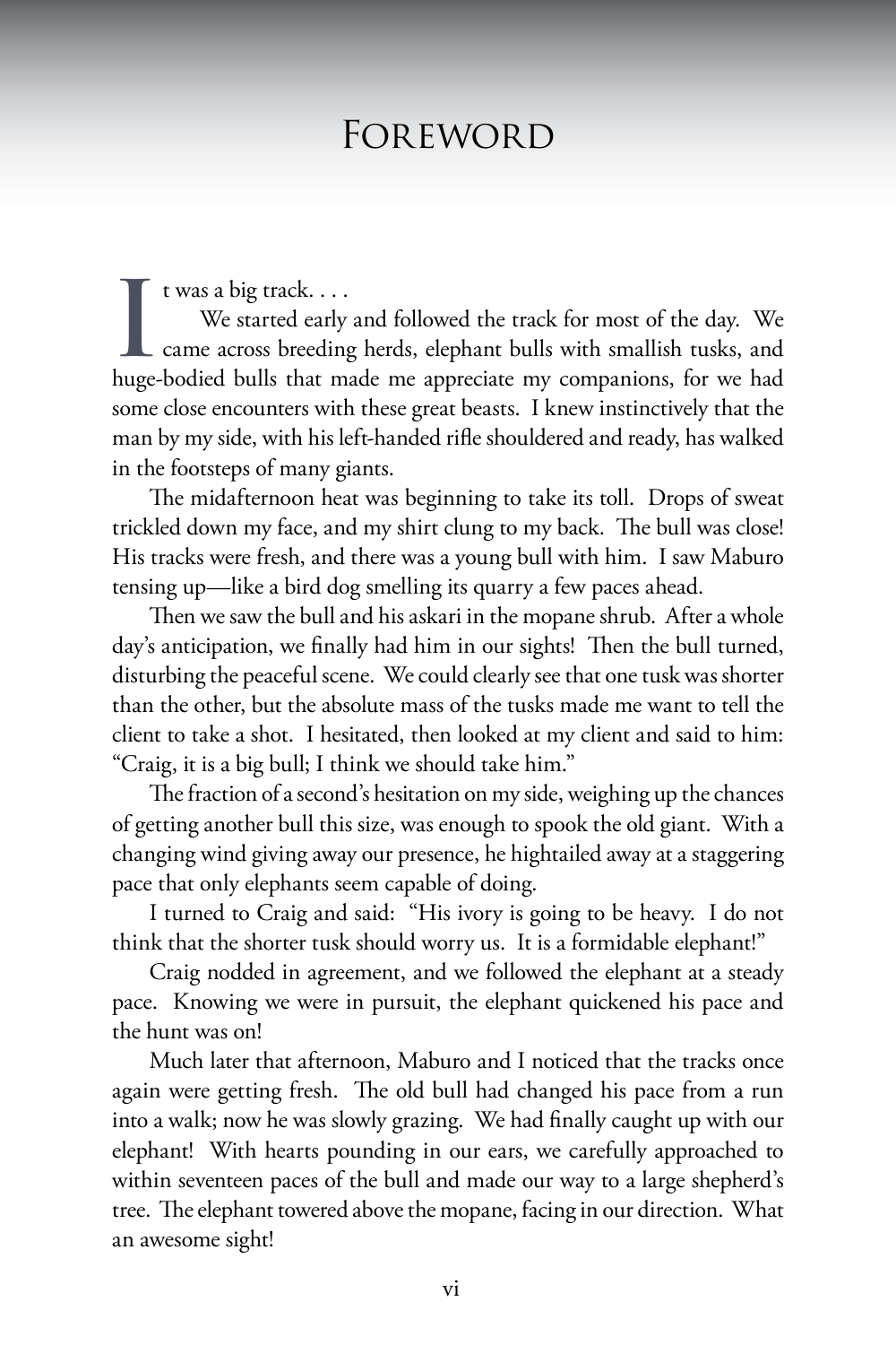# Foreword

It was a big track. . . .

We started early and followed the track for most of the day. We came across breeding herds, elephant bulls with smallish tusks, and huge-bodied bulls that made me appreciate my companions, for we had some close encounters with these great beasts. I knew instinctively that the man by my side, with his left-handed rifle shouldered and ready, has walked in the footsteps of many giants.

The midafternoon heat was beginning to take its toll. Drops of sweat trickled down my face, and my shirt clung to my back. The bull was close! His tracks were fresh, and there was a young bull with him. I saw Maburo tensing up—like a bird dog smelling its quarry a few paces ahead.

Then we saw the bull and his askari in the mopane shrub. After a whole day's anticipation, we finally had him in our sights! Then the bull turned, disturbing the peaceful scene. We could clearly see that one tusk was shorter than the other, but the absolute mass of the tusks made me want to tell the client to take a shot. I hesitated, then looked at my client and said to him: "Craig, it is a big bull; I think we should take him."

The fraction of a second's hesitation on my side, weighing up the chances of getting another bull this size, was enough to spook the old giant. With a changing wind giving away our presence, he hightailed away at a staggering pace that only elephants seem capable of doing.

I turned to Craig and said: "His ivory is going to be heavy. I do not think that the shorter tusk should worry us. It is a formidable elephant!"

Craig nodded in agreement, and we followed the elephant at a steady pace. Knowing we were in pursuit, the elephant quickened his pace and the hunt was on!

Much later that afternoon, Maburo and I noticed that the tracks once again were getting fresh. The old bull had changed his pace from a run into a walk; now he was slowly grazing. We had finally caught up with our elephant! With hearts pounding in our ears, we carefully approached to within seventeen paces of the bull and made our way to a large shepherd's tree. The elephant towered above the mopane, facing in our direction. What an awesome sight!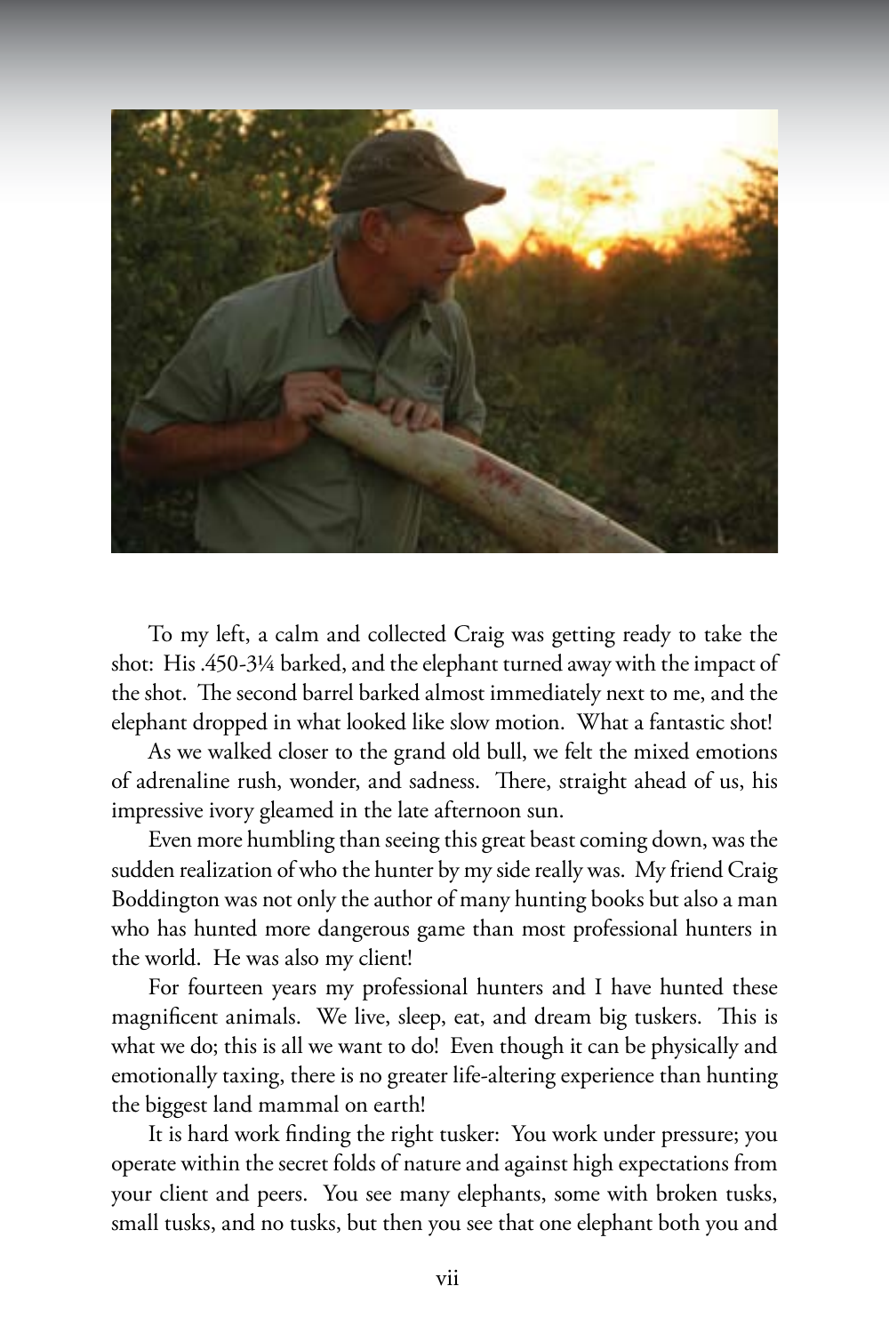To my left, a calm and collected Craig was getting ready to take the shot: His .450-3¼ barked, and the elephant turned away with the impact of the shot. The second barrel barked almost immediately next to me, and the elephant dropped in what looked like slow motion. What a fantastic shot!

As we walked closer to the grand old bull, we felt the mixed emotions of adrenaline rush, wonder, and sadness. There, straight ahead of us, his impressive ivory gleamed in the late afternoon sun.

Even more humbling than seeing this great beast coming down, was the sudden realization of who the hunter by my side really was. My friend Craig Boddington was not only the author of many hunting books but also a man who has hunted more dangerous game than most professional hunters in the world. He was also my client!

For fourteen years my professional hunters and I have hunted these magnificent animals. We live, sleep, eat, and dream big tuskers. This is what we do; this is all we want to do! Even though it can be physically and emotionally taxing, there is no greater life-altering experience than hunting the biggest land mammal on earth!

It is hard work finding the right tusker: You work under pressure; you operate within the secret folds of nature and against high expectations from your client and peers. You see many elephants, some with broken tusks, small tusks, and no tusks, but then you see that one elephant both you and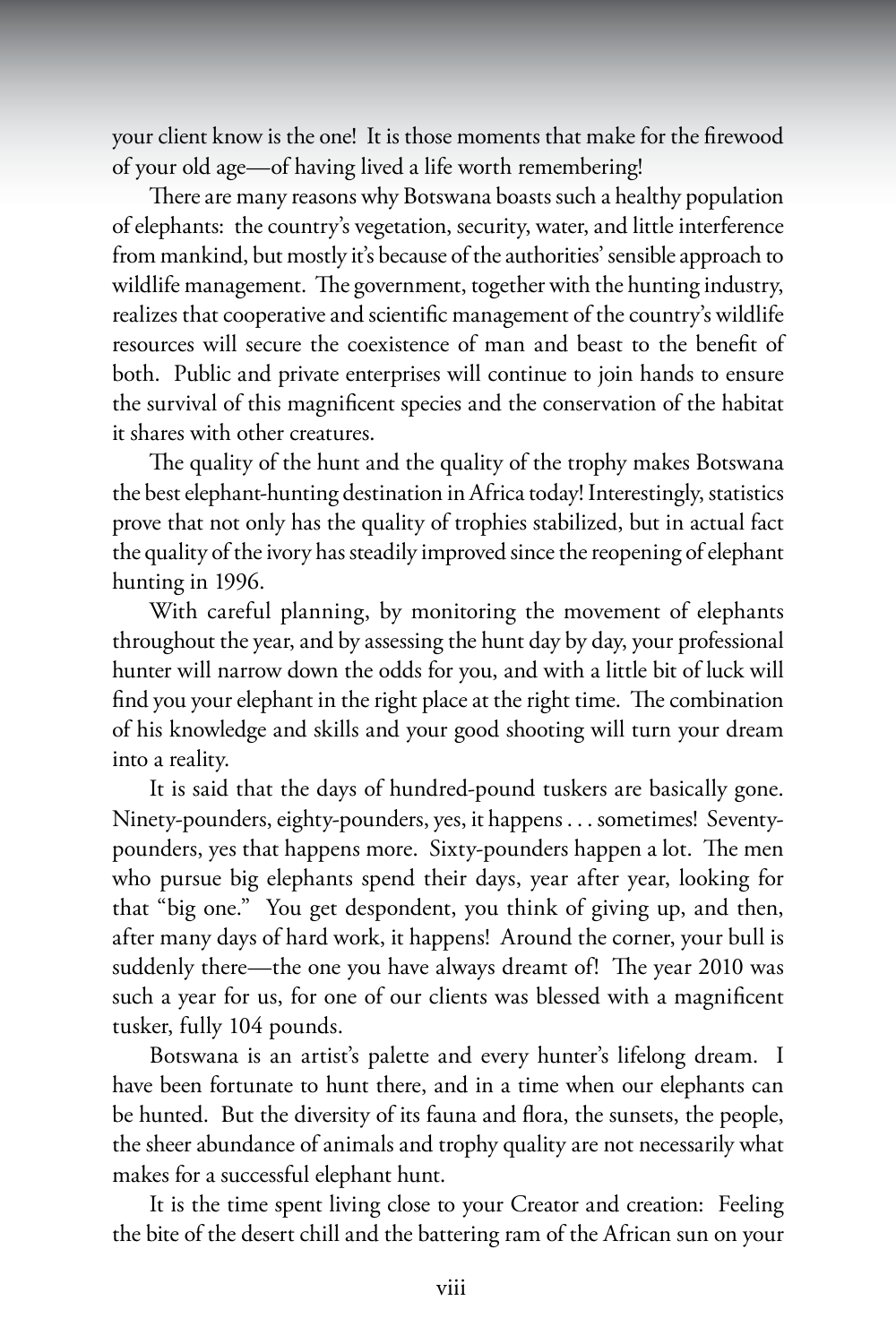your client know is the one! It is those moments that make for the firewood of your old age—of having lived a life worth remembering!

There are many reasons why Botswana boasts such a healthy population of elephants: the country's vegetation, security, water, and little interference from mankind, but mostly it's because of the authorities' sensible approach to wildlife management. The government, together with the hunting industry, realizes that cooperative and scientific management of the country's wildlife resources will secure the coexistence of man and beast to the benefit of both. Public and private enterprises will continue to join hands to ensure the survival of this magnificent species and the conservation of the habitat it shares with other creatures.

The quality of the hunt and the quality of the trophy makes Botswana the best elephant-hunting destination in Africa today! Interestingly, statistics prove that not only has the quality of trophies stabilized, but in actual fact the quality of the ivory has steadily improved since the reopening of elephant hunting in 1996.

With careful planning, by monitoring the movement of elephants throughout the year, and by assessing the hunt day by day, your professional hunter will narrow down the odds for you, and with a little bit of luck will find you your elephant in the right place at the right time. The combination of his knowledge and skills and your good shooting will turn your dream into a reality.

It is said that the days of hundred-pound tuskers are basically gone. Ninety-pounders, eighty-pounders, yes, it happens . . . sometimes! Seventy-pounders, yes that happens more. Sixty-pounders happen a lot. The men who pursue big elephants spend their days, year after year, looking for that "big one." You get despondent, you think of giving up, and then, after many days of hard work, it happens! Around the corner, your bull is suddenly there—the one you have always dreamt of! The year 2010 was such a year for us, for one of our clients was blessed with a magnificent tusker, fully 104 pounds.

Botswana is an artist's palette and every hunter's lifelong dream. I have been fortunate to hunt there, and in a time when our elephants can be hunted. But the diversity of its fauna and flora, the sunsets, the people, the sheer abundance of animals and trophy quality are not necessarily what makes for a successful elephant hunt.

It is the time spent living close to your Creator and creation: Feeling the bite of the desert chill and the battering ram of the African sun on your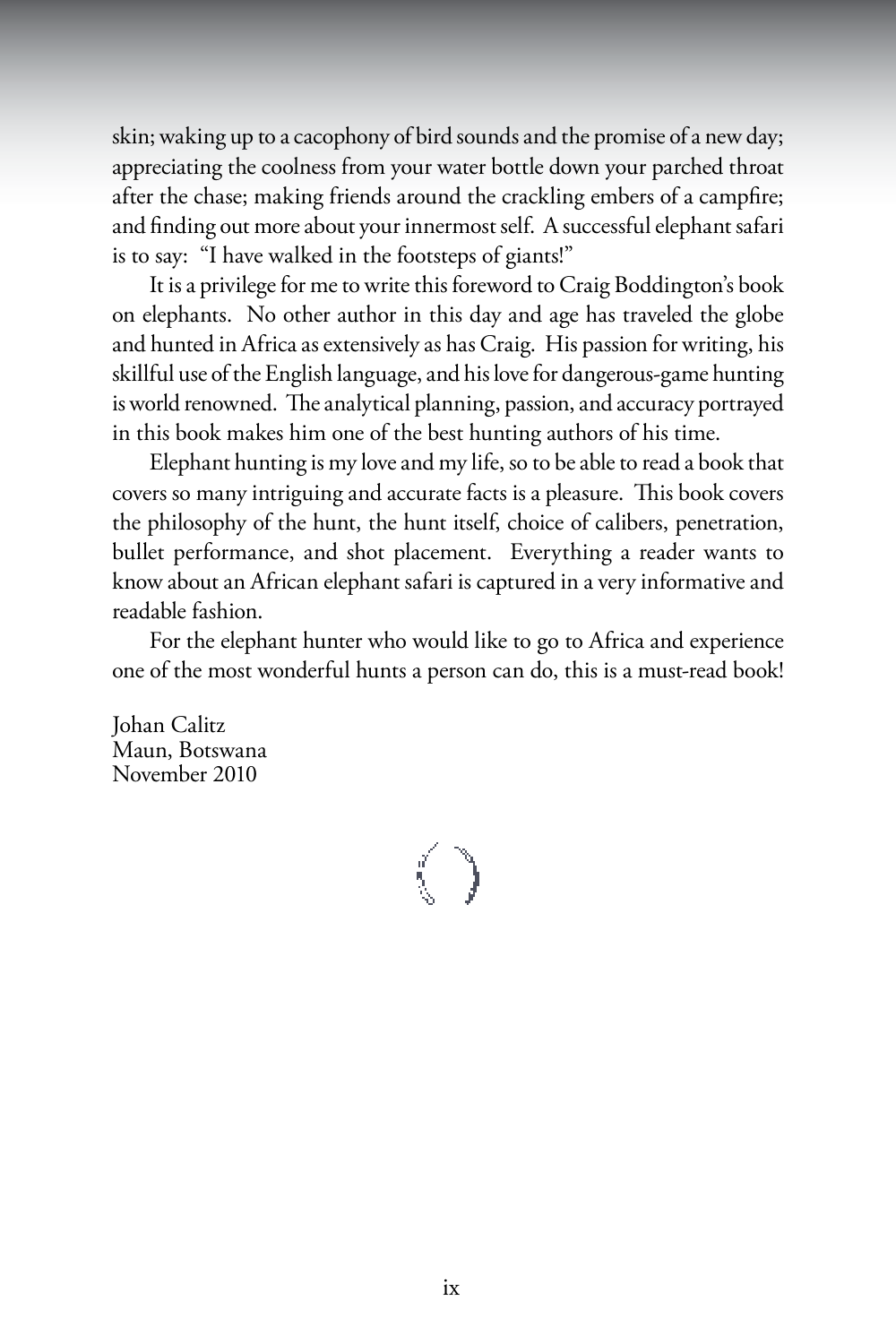skin; waking up to a cacophony of bird sounds and the promise of a new day; appreciating the coolness from your water bottle down your parched throat after the chase; making friends around the crackling embers of a campfire; and finding out more about your innermost self. A successful elephant safari is to say: "I have walked in the footsteps of giants!"

It is a privilege for me to write this foreword to Craig Boddington's book on elephants. No other author in this day and age has traveled the globe and hunted in Africa as extensively as has Craig. His passion for writing, his skillful use of the English language, and his love for dangerous-game hunting is world renowned. The analytical planning, passion, and accuracy portrayed in this book makes him one of the best hunting authors of his time.

Elephant hunting is my love and my life, so to be able to read a book that covers so many intriguing and accurate facts is a pleasure. This book covers the philosophy of the hunt, the hunt itself, choice of calibers, penetration, bullet performance, and shot placement. Everything a reader wants to know about an African elephant safari is captured in a very informative and readable fashion.

For the elephant hunter who would like to go to Africa and experience one of the most wonderful hunts a person can do, this is a must-read book!

Johan Calitz
Maun, Botswana
November 2010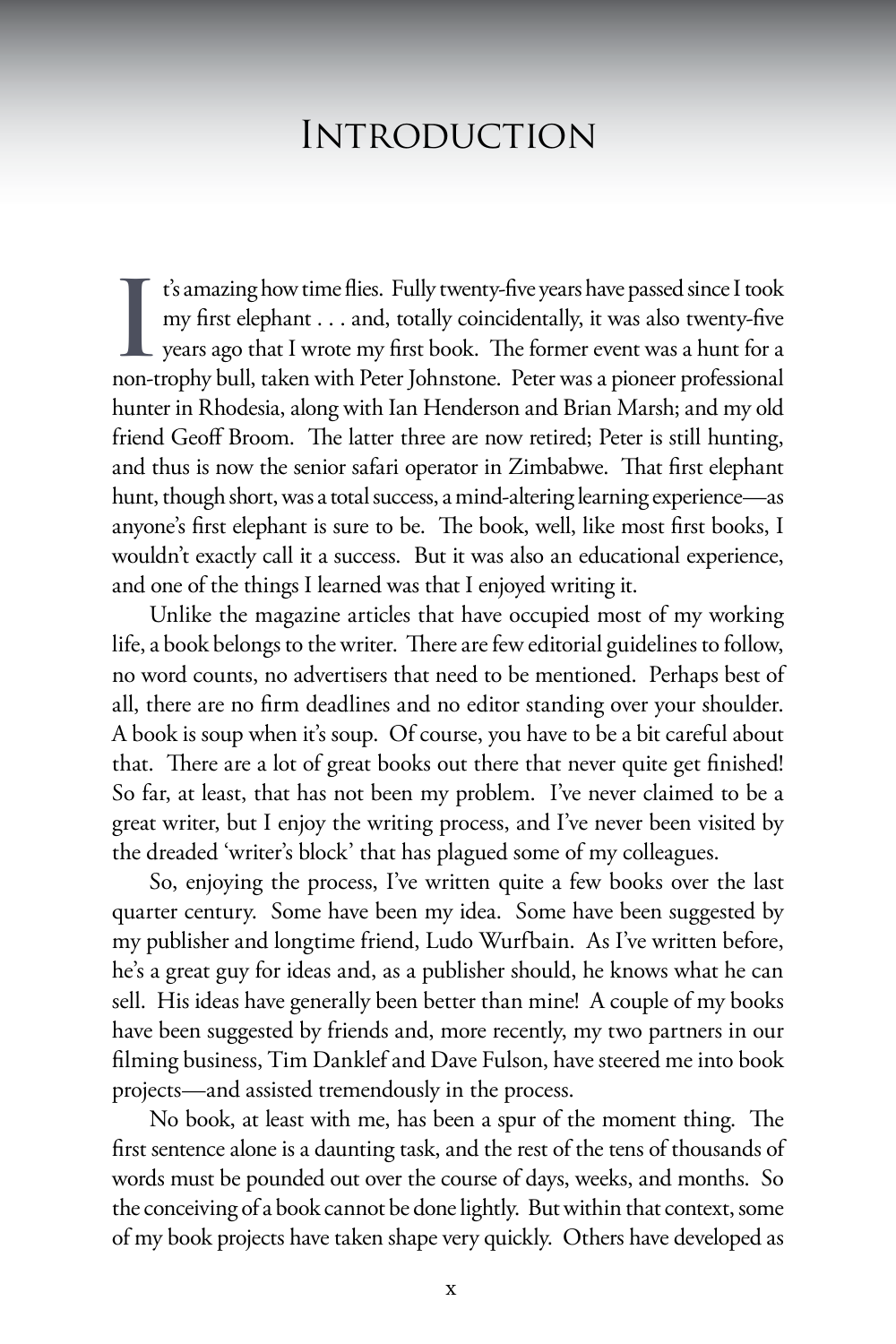# Introduction

It's amazing how time flies. Fully twenty-five years have passed since I took my first elephant . . . and, totally coincidentally, it was also twenty-five years ago that I wrote my first book. The former event was a hunt for a non-trophy bull, taken with Peter Johnstone. Peter was a pioneer professional hunter in Rhodesia, along with Ian Henderson and Brian Marsh; and my old friend Geoff Broom. The latter three are now retired; Peter is still hunting, and thus is now the senior safari operator in Zimbabwe. That first elephant hunt, though short, was a total success, a mind-altering learning experience—as anyone's first elephant is sure to be. The book, well, like most first books, I wouldn't exactly call it a success. But it was also an educational experience, and one of the things I learned was that I enjoyed writing it.

Unlike the magazine articles that have occupied most of my working life, a book belongs to the writer. There are few editorial guidelines to follow, no word counts, no advertisers that need to be mentioned. Perhaps best of all, there are no firm deadlines and no editor standing over your shoulder. A book is soup when it's soup. Of course, you have to be a bit careful about that. There are a lot of great books out there that never quite get finished! So far, at least, that has not been my problem. I've never claimed to be a great writer, but I enjoy the writing process, and I've never been visited by the dreaded 'writer's block' that has plagued some of my colleagues.

So, enjoying the process, I've written quite a few books over the last quarter century. Some have been my idea. Some have been suggested by my publisher and longtime friend, Ludo Wurfbain. As I've written before, he's a great guy for ideas and, as a publisher should, he knows what he can sell. His ideas have generally been better than mine! A couple of my books have been suggested by friends and, more recently, my two partners in our filming business, Tim Danklef and Dave Fulson, have steered me into book projects—and assisted tremendously in the process.

No book, at least with me, has been a spur of the moment thing. The first sentence alone is a daunting task, and the rest of the tens of thousands of words must be pounded out over the course of days, weeks, and months. So the conceiving of a book cannot be done lightly. But within that context, some of my book projects have taken shape very quickly. Others have developed as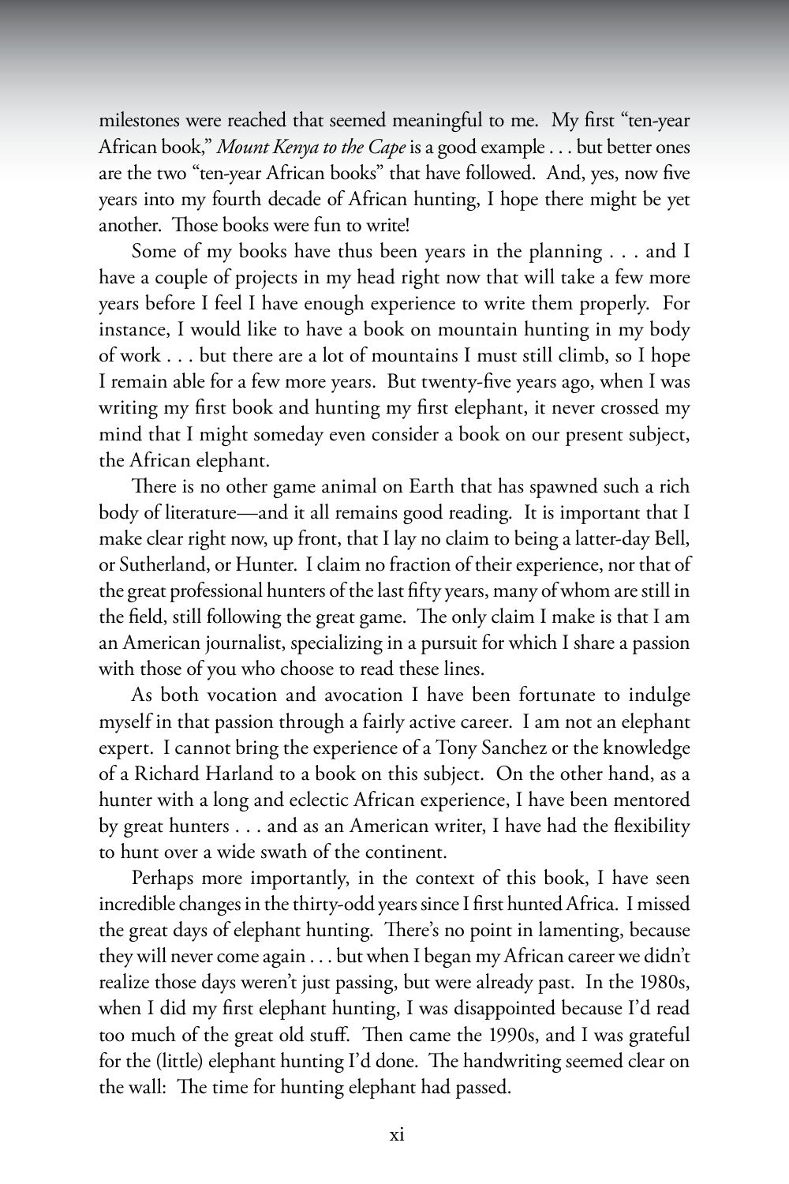milestones were reached that seemed meaningful to me. My first "ten-year African book," *Mount Kenya to the Cape* is a good example . . . but better ones are the two "ten-year African books" that have followed. And, yes, now five years into my fourth decade of African hunting, I hope there might be yet another. Those books were fun to write!

Some of my books have thus been years in the planning . . . and I have a couple of projects in my head right now that will take a few more years before I feel I have enough experience to write them properly. For instance, I would like to have a book on mountain hunting in my body of work . . . but there are a lot of mountains I must still climb, so I hope I remain able for a few more years. But twenty-five years ago, when I was writing my first book and hunting my first elephant, it never crossed my mind that I might someday even consider a book on our present subject, the African elephant.

There is no other game animal on Earth that has spawned such a rich body of literature—and it all remains good reading. It is important that I make clear right now, up front, that I lay no claim to being a latter-day Bell, or Sutherland, or Hunter. I claim no fraction of their experience, nor that of the great professional hunters of the last fifty years, many of whom are still in the field, still following the great game. The only claim I make is that I am an American journalist, specializing in a pursuit for which I share a passion with those of you who choose to read these lines.

As both vocation and avocation I have been fortunate to indulge myself in that passion through a fairly active career. I am not an elephant expert. I cannot bring the experience of a Tony Sanchez or the knowledge of a Richard Harland to a book on this subject. On the other hand, as a hunter with a long and eclectic African experience, I have been mentored by great hunters . . . and as an American writer, I have had the flexibility to hunt over a wide swath of the continent.

Perhaps more importantly, in the context of this book, I have seen incredible changes in the thirty-odd years since I first hunted Africa. I missed the great days of elephant hunting. There's no point in lamenting, because they will never come again . . . but when I began my African career we didn't realize those days weren't just passing, but were already past. In the 1980s, when I did my first elephant hunting, I was disappointed because I'd read too much of the great old stuff. Then came the 1990s, and I was grateful for the (little) elephant hunting I'd done. The handwriting seemed clear on the wall: The time for hunting elephant had passed.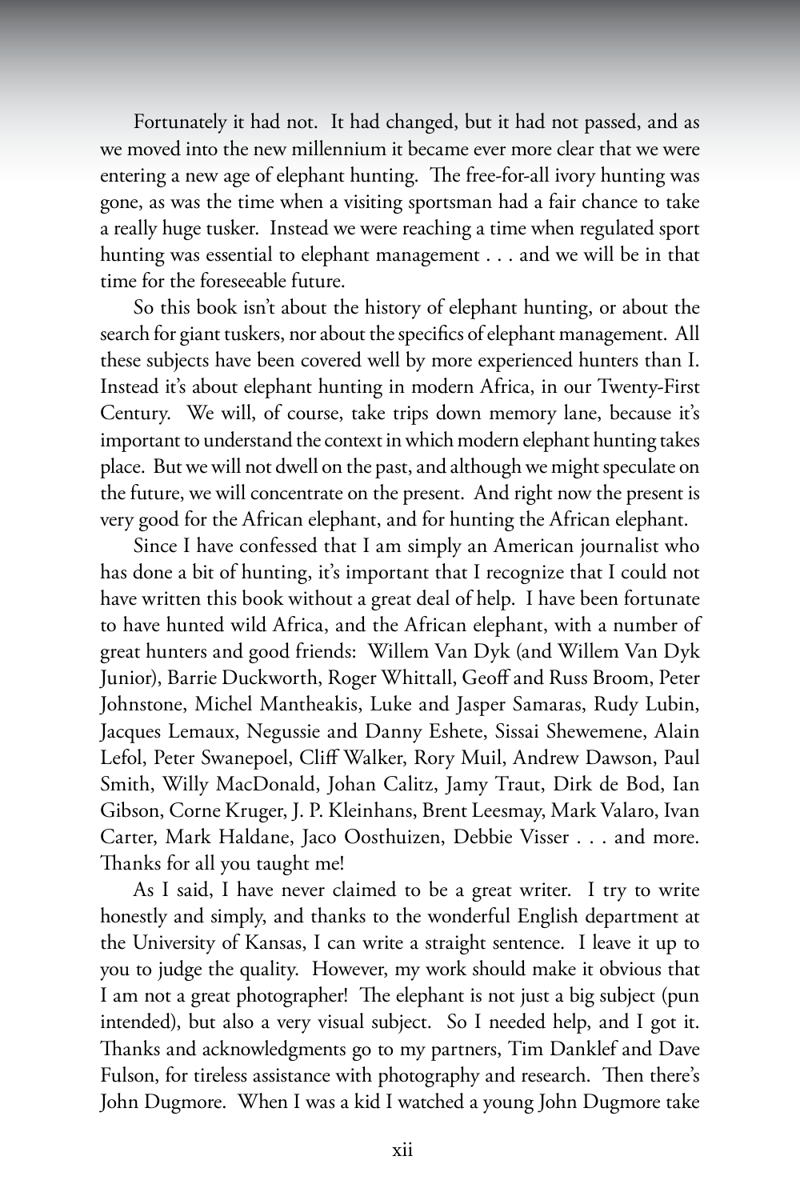Fortunately it had not. It had changed, but it had not passed, and as we moved into the new millennium it became ever more clear that we were entering a new age of elephant hunting. The free-for-all ivory hunting was gone, as was the time when a visiting sportsman had a fair chance to take a really huge tusker. Instead we were reaching a time when regulated sport hunting was essential to elephant management . . . and we will be in that time for the foreseeable future.

So this book isn't about the history of elephant hunting, or about the search for giant tuskers, nor about the specifics of elephant management. All these subjects have been covered well by more experienced hunters than I. Instead it's about elephant hunting in modern Africa, in our Twenty-First Century. We will, of course, take trips down memory lane, because it's important to understand the context in which modern elephant hunting takes place. But we will not dwell on the past, and although we might speculate on the future, we will concentrate on the present. And right now the present is very good for the African elephant, and for hunting the African elephant.

Since I have confessed that I am simply an American journalist who has done a bit of hunting, it's important that I recognize that I could not have written this book without a great deal of help. I have been fortunate to have hunted wild Africa, and the African elephant, with a number of great hunters and good friends: Willem Van Dyk (and Willem Van Dyk Junior), Barrie Duckworth, Roger Whittall, Geoff and Russ Broom, Peter Johnstone, Michel Mantheakis, Luke and Jasper Samaras, Rudy Lubin, Jacques Lemaux, Negussie and Danny Eshete, Sissai Shewemene, Alain Lefol, Peter Swanepoel, Cliff Walker, Rory Muil, Andrew Dawson, Paul Smith, Willy MacDonald, Johan Calitz, Jamy Traut, Dirk de Bod, Ian Gibson, Corne Kruger, J. P. Kleinhans, Brent Leesmay, Mark Valaro, Ivan Carter, Mark Haldane, Jaco Oosthuizen, Debbie Visser . . . and more. Thanks for all you taught me!

As I said, I have never claimed to be a great writer. I try to write honestly and simply, and thanks to the wonderful English department at the University of Kansas, I can write a straight sentence. I leave it up to you to judge the quality. However, my work should make it obvious that I am not a great photographer! The elephant is not just a big subject (pun intended), but also a very visual subject. So I needed help, and I got it. Thanks and acknowledgments go to my partners, Tim Danklef and Dave Fulson, for tireless assistance with photography and research. Then there's John Dugmore. When I was a kid I watched a young John Dugmore take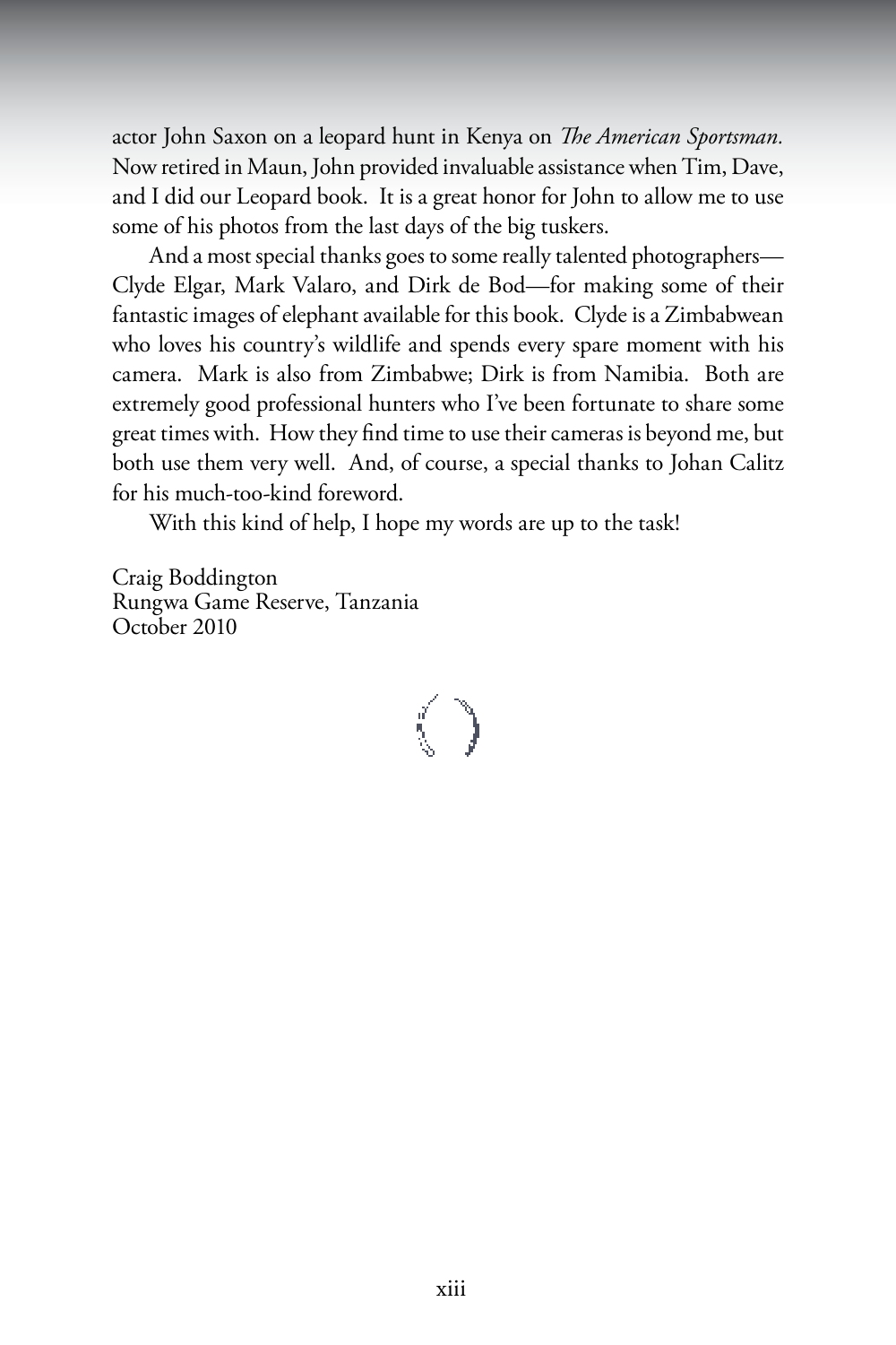actor John Saxon on a leopard hunt in Kenya on *The American Sportsman.* Now retired in Maun, John provided invaluable assistance when Tim, Dave, and I did our Leopard book. It is a great honor for John to allow me to use some of his photos from the last days of the big tuskers.

And a most special thanks goes to some really talented photographers—Clyde Elgar, Mark Valaro, and Dirk de Bod—for making some of their fantastic images of elephant available for this book. Clyde is a Zimbabwean who loves his country's wildlife and spends every spare moment with his camera. Mark is also from Zimbabwe; Dirk is from Namibia. Both are extremely good professional hunters who I've been fortunate to share some great times with. How they find time to use their cameras is beyond me, but both use them very well. And, of course, a special thanks to Johan Calitz for his much-too-kind foreword.

With this kind of help, I hope my words are up to the task!

Craig Boddington
Rungwa Game Reserve, Tanzania
October 2010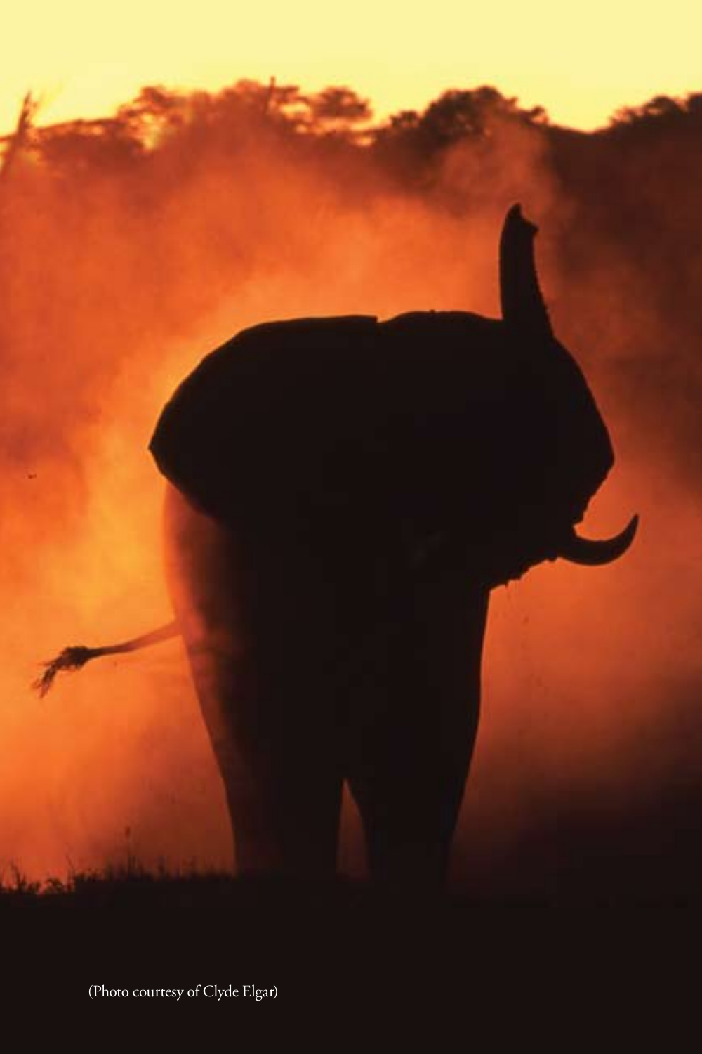(Photo courtesy of Clyde Elgar)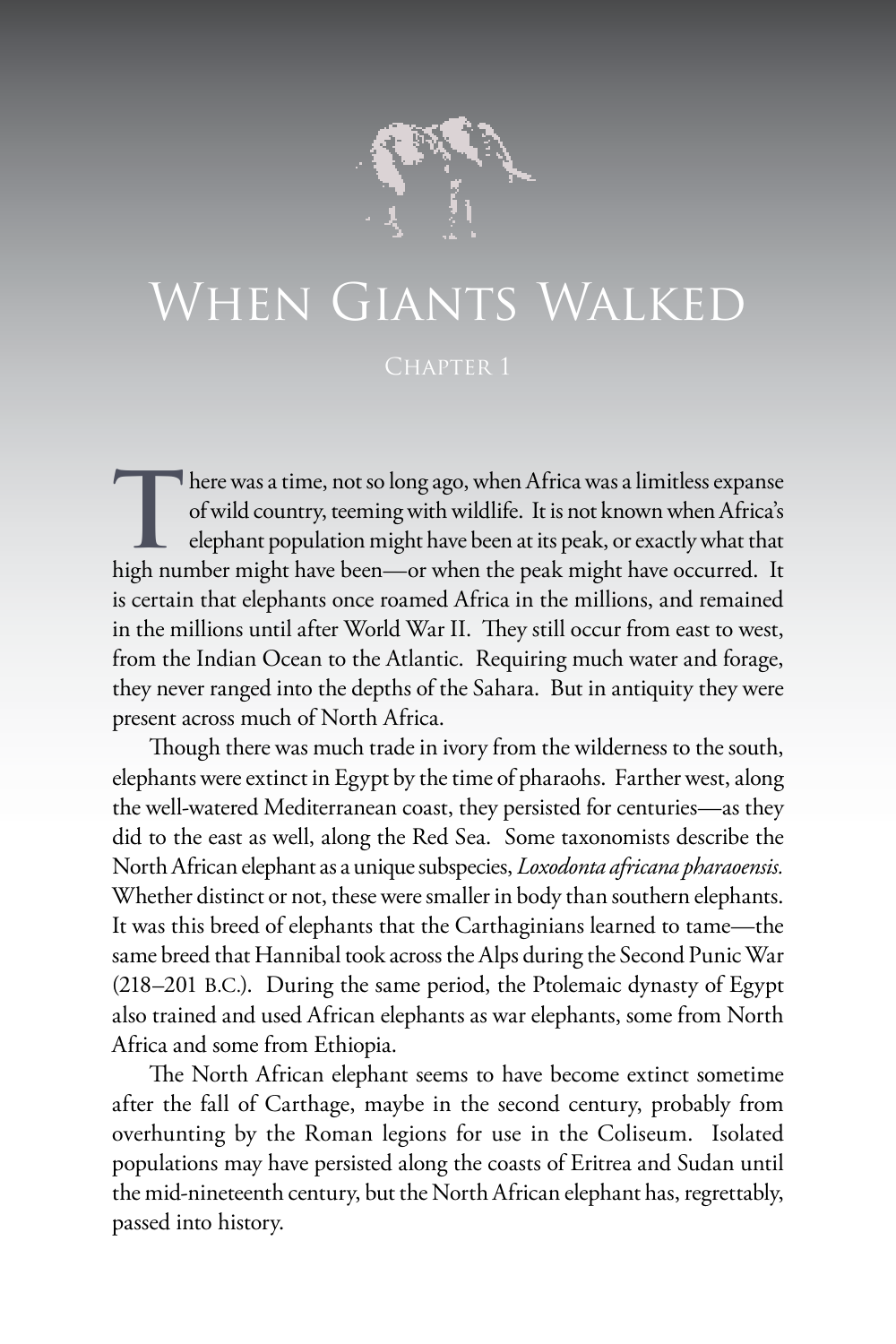# When Giants Walked

## Chapter 1

There was a time, not so long ago, when Africa was a limitless expanse of wild country, teeming with wildlife. It is not known when Africa's elephant population might have been at its peak, or exactly what that high number might have been—or when the peak might have occurred. It is certain that elephants once roamed Africa in the millions, and remained in the millions until after World War II. They still occur from east to west, from the Indian Ocean to the Atlantic. Requiring much water and forage, they never ranged into the depths of the Sahara. But in antiquity they were present across much of North Africa.

Though there was much trade in ivory from the wilderness to the south, elephants were extinct in Egypt by the time of pharaohs. Farther west, along the well-watered Mediterranean coast, they persisted for centuries—as they did to the east as well, along the Red Sea. Some taxonomists describe the North African elephant as a unique subspecies, *Loxodonta africana pharaoensis.* Whether distinct or not, these were smaller in body than southern elephants. It was this breed of elephants that the Carthaginians learned to tame—the same breed that Hannibal took across the Alps during the Second Punic War (218–201 B.C.). During the same period, the Ptolemaic dynasty of Egypt also trained and used African elephants as war elephants, some from North Africa and some from Ethiopia.

The North African elephant seems to have become extinct sometime after the fall of Carthage, maybe in the second century, probably from overhunting by the Roman legions for use in the Coliseum. Isolated populations may have persisted along the coasts of Eritrea and Sudan until the mid-nineteenth century, but the North African elephant has, regrettably, passed into history.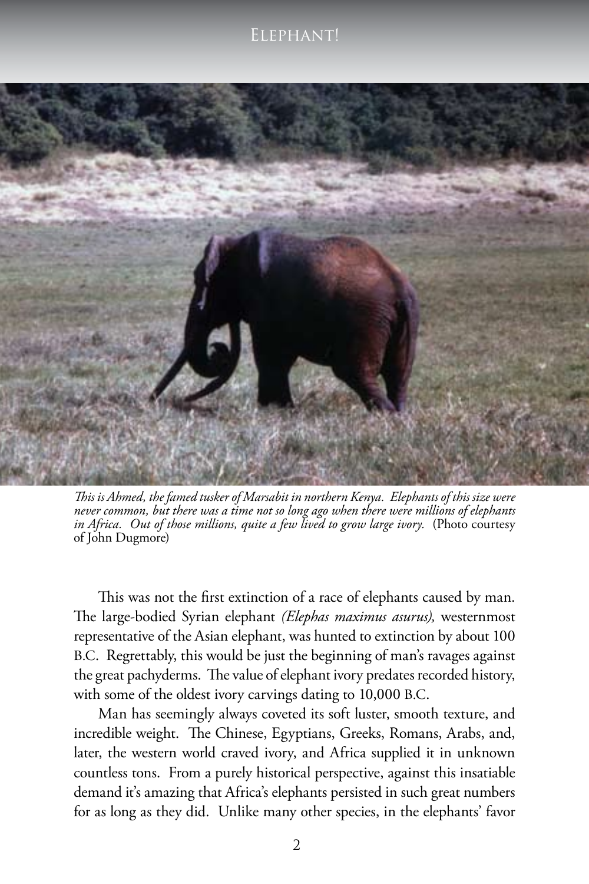*This is Ahmed, the famed tusker of Marsabit in northern Kenya. Elephants of this size were never common, but there was a time not so long ago when there were millions of elephants in Africa. Out of those millions, quite a few lived to grow large ivory.* (Photo courtesy of John Dugmore)

This was not the first extinction of a race of elephants caused by man. The large-bodied Syrian elephant *(Elephas maximus asurus),* westernmost representative of the Asian elephant, was hunted to extinction by about 100 B.C. Regrettably, this would be just the beginning of man's ravages against the great pachyderms. The value of elephant ivory predates recorded history, with some of the oldest ivory carvings dating to 10,000 B.C.

Man has seemingly always coveted its soft luster, smooth texture, and incredible weight. The Chinese, Egyptians, Greeks, Romans, Arabs, and, later, the western world craved ivory, and Africa supplied it in unknown countless tons. From a purely historical perspective, against this insatiable demand it's amazing that Africa's elephants persisted in such great numbers for as long as they did. Unlike many other species, in the elephants' favor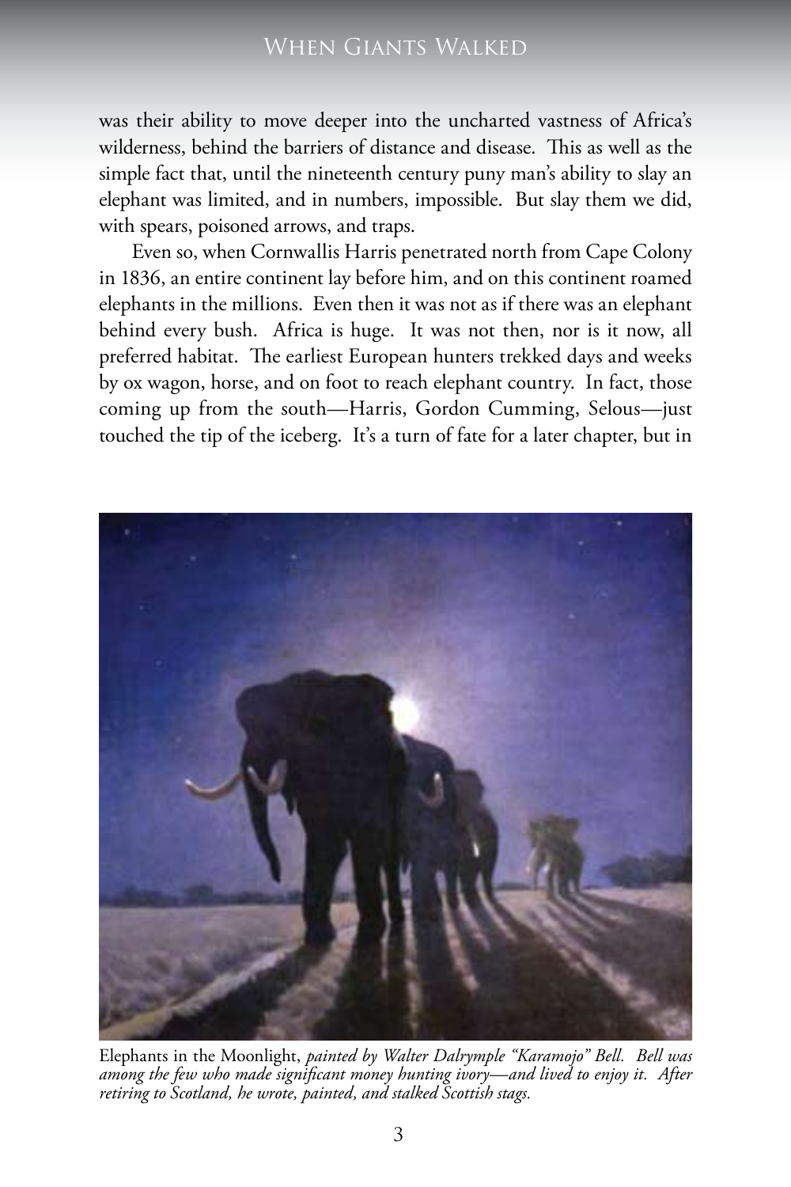was their ability to move deeper into the uncharted vastness of Africa's wilderness, behind the barriers of distance and disease. This as well as the simple fact that, until the nineteenth century puny man's ability to slay an elephant was limited, and in numbers, impossible. But slay them we did, with spears, poisoned arrows, and traps.

Even so, when Cornwallis Harris penetrated north from Cape Colony in 1836, an entire continent lay before him, and on this continent roamed elephants in the millions. Even then it was not as if there was an elephant behind every bush. Africa is huge. It was not then, nor is it now, all preferred habitat. The earliest European hunters trekked days and weeks by ox wagon, horse, and on foot to reach elephant country. In fact, those coming up from the south—Harris, Gordon Cumming, Selous—just touched the tip of the iceberg. It's a turn of fate for a later chapter, but in

Elephants in the Moonlight, *painted by Walter Dalrymple "Karamojo" Bell. Bell was among the few who made significant money hunting ivory—and lived to enjoy it. After retiring to Scotland, he wrote, painted, and stalked Scottish stags.*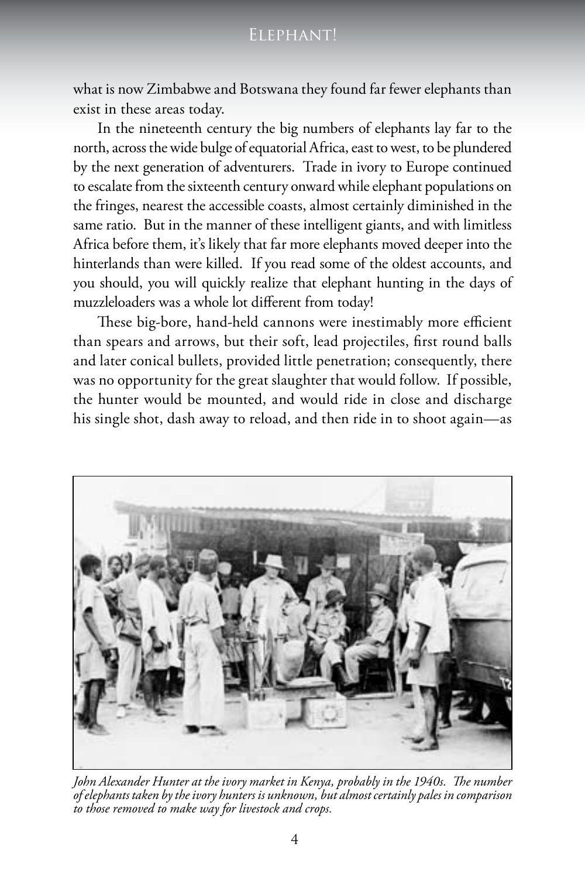what is now Zimbabwe and Botswana they found far fewer elephants than exist in these areas today.

In the nineteenth century the big numbers of elephants lay far to the north, across the wide bulge of equatorial Africa, east to west, to be plundered by the next generation of adventurers. Trade in ivory to Europe continued to escalate from the sixteenth century onward while elephant populations on the fringes, nearest the accessible coasts, almost certainly diminished in the same ratio. But in the manner of these intelligent giants, and with limitless Africa before them, it's likely that far more elephants moved deeper into the hinterlands than were killed. If you read some of the oldest accounts, and you should, you will quickly realize that elephant hunting in the days of muzzleloaders was a whole lot different from today!

These big-bore, hand-held cannons were inestimably more efficient than spears and arrows, but their soft, lead projectiles, first round balls and later conical bullets, provided little penetration; consequently, there was no opportunity for the great slaughter that would follow. If possible, the hunter would be mounted, and would ride in close and discharge his single shot, dash away to reload, and then ride in to shoot again—as

*John Alexander Hunter at the ivory market in Kenya, probably in the 1940s. The number of elephants taken by the ivory hunters is unknown, but almost certainly pales in comparison to those removed to make way for livestock and crops.*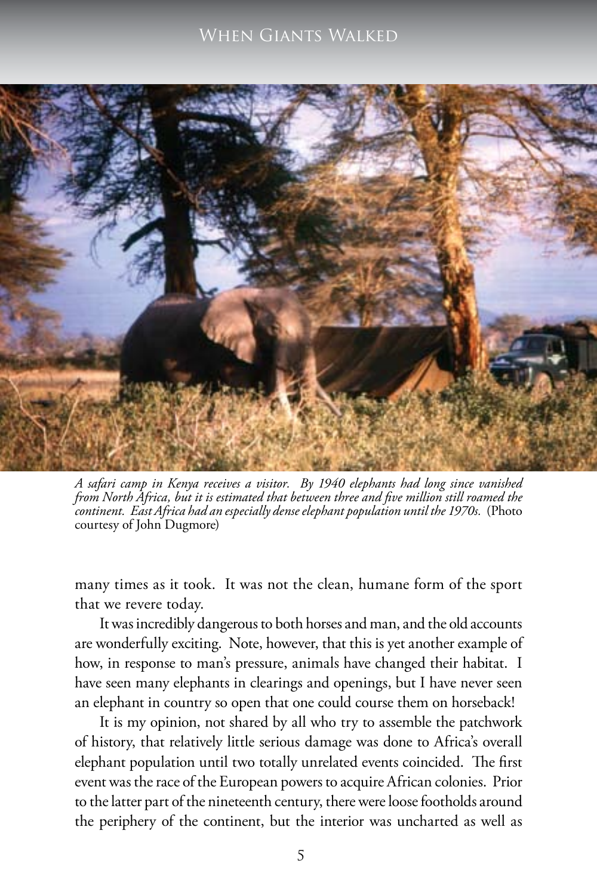*A safari camp in Kenya receives a visitor. By 1940 elephants had long since vanished from North Africa, but it is estimated that between three and five million still roamed the continent. East Africa had an especially dense elephant population until the 1970s.* (Photo courtesy of John Dugmore)

many times as it took. It was not the clean, humane form of the sport that we revere today.

It was incredibly dangerous to both horses and man, and the old accounts are wonderfully exciting. Note, however, that this is yet another example of how, in response to man's pressure, animals have changed their habitat. I have seen many elephants in clearings and openings, but I have never seen an elephant in country so open that one could course them on horseback!

It is my opinion, not shared by all who try to assemble the patchwork of history, that relatively little serious damage was done to Africa's overall elephant population until two totally unrelated events coincided. The first event was the race of the European powers to acquire African colonies. Prior to the latter part of the nineteenth century, there were loose footholds around the periphery of the continent, but the interior was uncharted as well as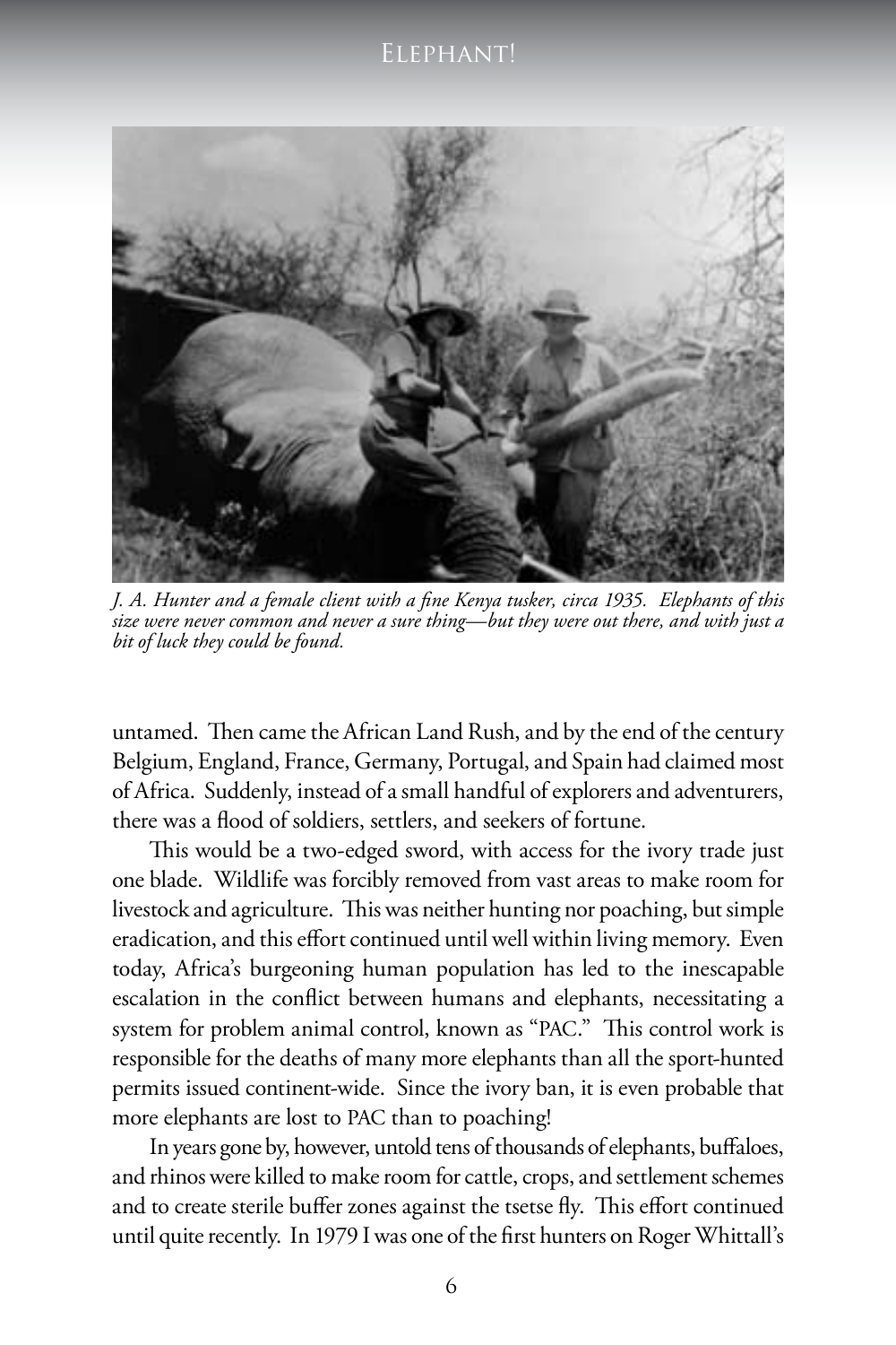*J. A. Hunter and a female client with a fine Kenya tusker, circa 1935. Elephants of this size were never common and never a sure thing—but they were out there, and with just a bit of luck they could be found.*

untamed. Then came the African Land Rush, and by the end of the century Belgium, England, France, Germany, Portugal, and Spain had claimed most of Africa. Suddenly, instead of a small handful of explorers and adventurers, there was a flood of soldiers, settlers, and seekers of fortune.

This would be a two-edged sword, with access for the ivory trade just one blade. Wildlife was forcibly removed from vast areas to make room for livestock and agriculture. This was neither hunting nor poaching, but simple eradication, and this effort continued until well within living memory. Even today, Africa's burgeoning human population has led to the inescapable escalation in the conflict between humans and elephants, necessitating a system for problem animal control, known as "PAC." This control work is responsible for the deaths of many more elephants than all the sport-hunted permits issued continent-wide. Since the ivory ban, it is even probable that more elephants are lost to PAC than to poaching!

In years gone by, however, untold tens of thousands of elephants, buffaloes, and rhinos were killed to make room for cattle, crops, and settlement schemes and to create sterile buffer zones against the tsetse fly. This effort continued until quite recently. In 1979 I was one of the first hunters on Roger Whittall's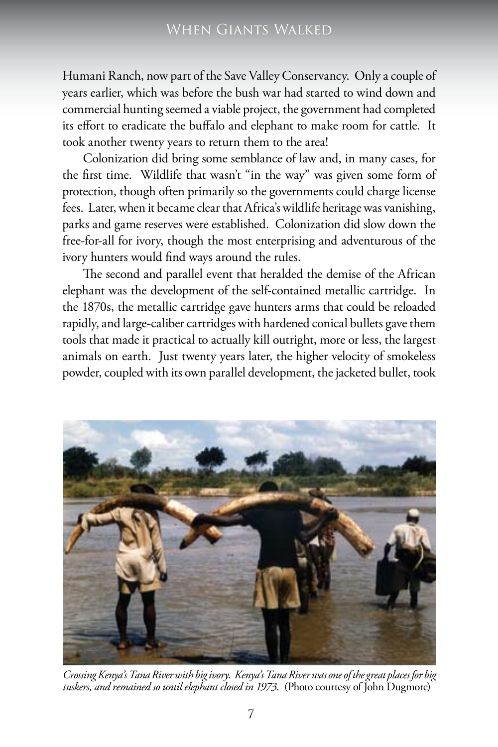Humani Ranch, now part of the Save Valley Conservancy. Only a couple of years earlier, which was before the bush war had started to wind down and commercial hunting seemed a viable project, the government had completed its effort to eradicate the buffalo and elephant to make room for cattle. It took another twenty years to return them to the area!

Colonization did bring some semblance of law and, in many cases, for the first time. Wildlife that wasn't "in the way" was given some form of protection, though often primarily so the governments could charge license fees. Later, when it became clear that Africa's wildlife heritage was vanishing, parks and game reserves were established. Colonization did slow down the free-for-all for ivory, though the most enterprising and adventurous of the ivory hunters would find ways around the rules.

The second and parallel event that heralded the demise of the African elephant was the development of the self-contained metallic cartridge. In the 1870s, the metallic cartridge gave hunters arms that could be reloaded rapidly, and large-caliber cartridges with hardened conical bullets gave them tools that made it practical to actually kill outright, more or less, the largest animals on earth. Just twenty years later, the higher velocity of smokeless powder, coupled with its own parallel development, the jacketed bullet, took

*Crossing Kenya's Tana River with big ivory. Kenya's Tana River was one of the great places for big tuskers, and remained so until elephant closed in 1973.* (Photo courtesy of John Dugmore)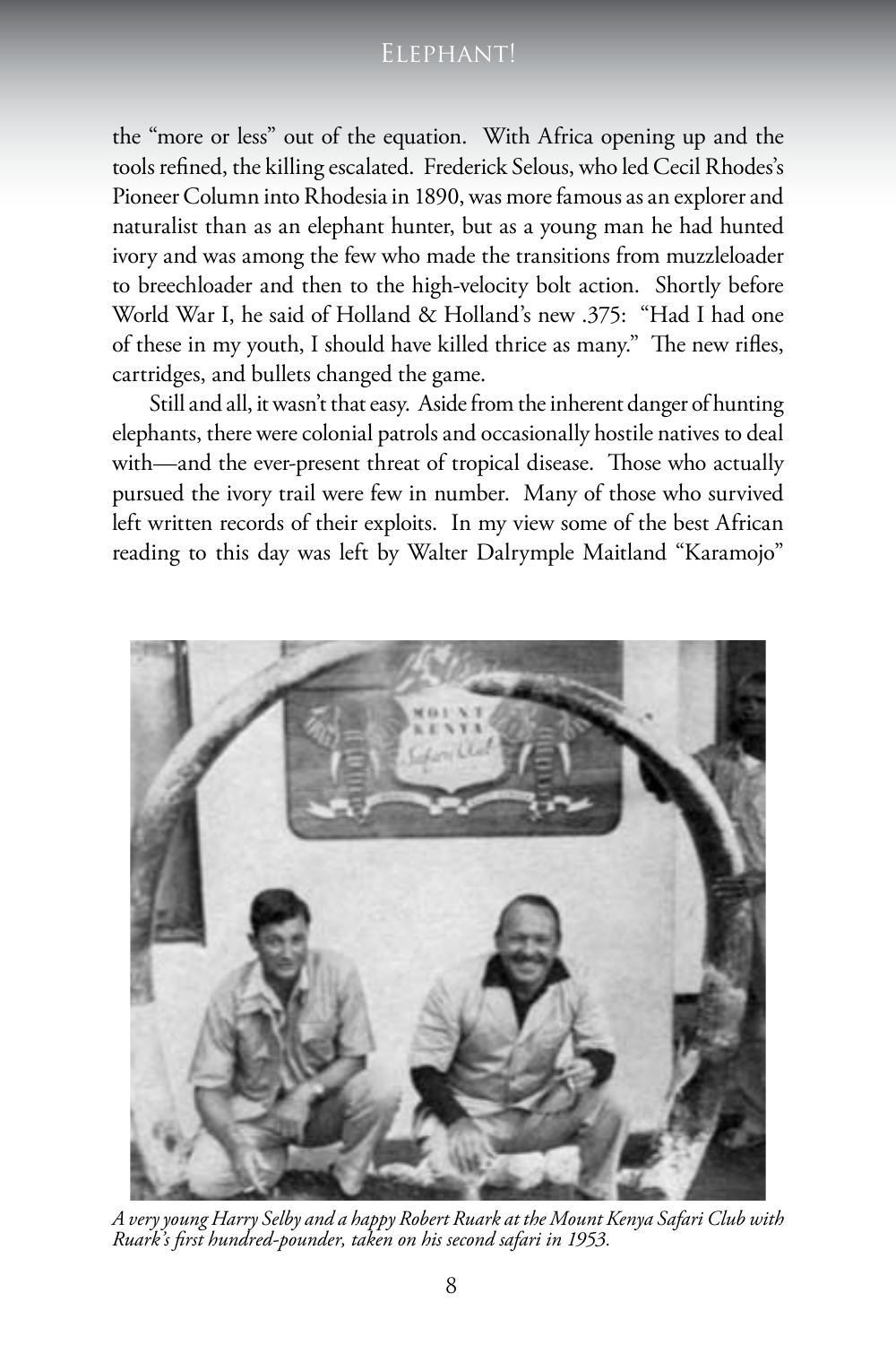the "more or less" out of the equation. With Africa opening up and the tools refined, the killing escalated. Frederick Selous, who led Cecil Rhodes's Pioneer Column into Rhodesia in 1890, was more famous as an explorer and naturalist than as an elephant hunter, but as a young man he had hunted ivory and was among the few who made the transitions from muzzleloader to breechloader and then to the high-velocity bolt action. Shortly before World War I, he said of Holland & Holland's new .375: "Had I had one of these in my youth, I should have killed thrice as many." The new rifles, cartridges, and bullets changed the game.

Still and all, it wasn't that easy. Aside from the inherent danger of hunting elephants, there were colonial patrols and occasionally hostile natives to deal with—and the ever-present threat of tropical disease. Those who actually pursued the ivory trail were few in number. Many of those who survived left written records of their exploits. In my view some of the best African reading to this day was left by Walter Dalrymple Maitland "Karamojo"

*A very young Harry Selby and a happy Robert Ruark at the Mount Kenya Safari Club with Ruark's first hundred-pounder, taken on his second safari in 1953.*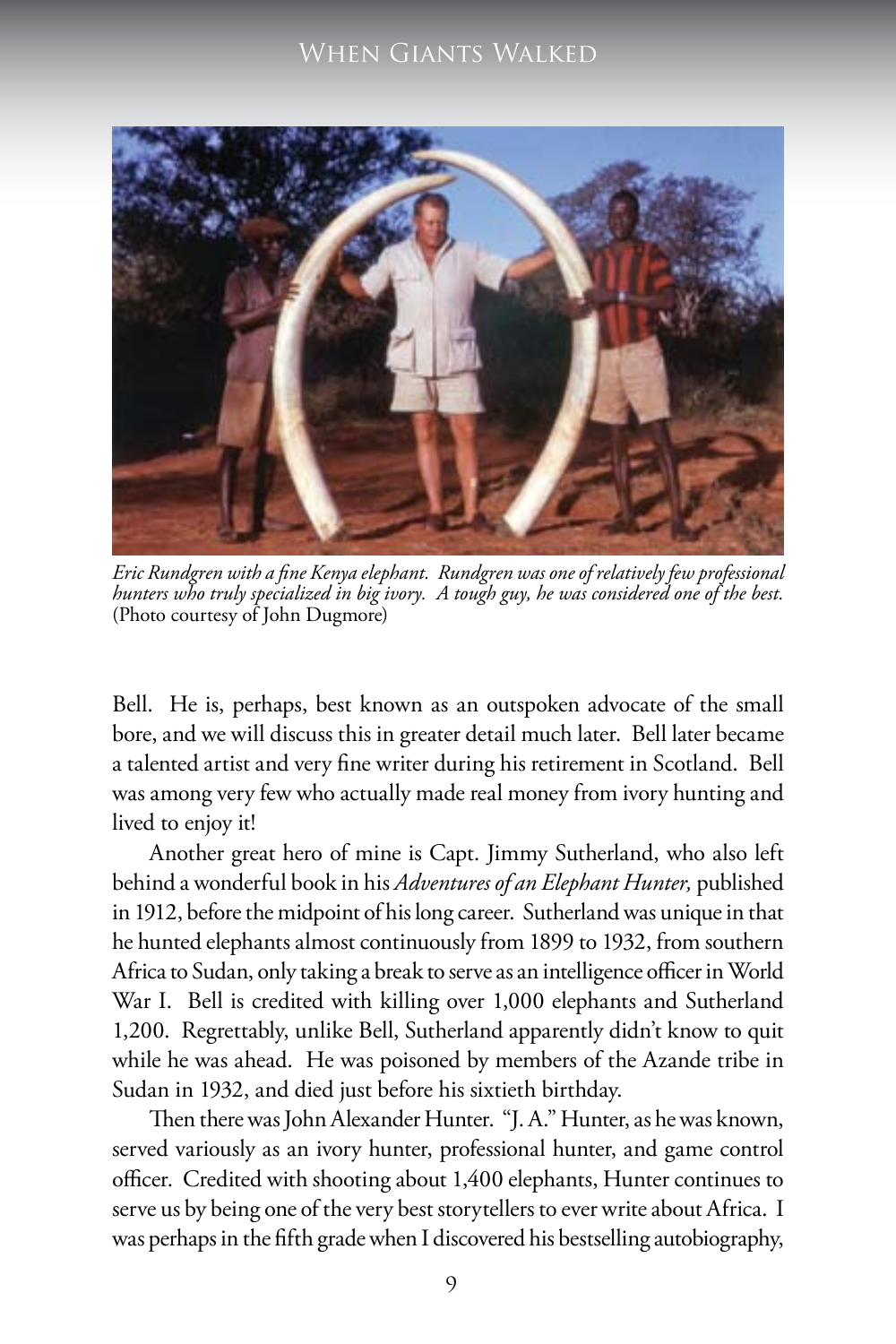*Eric Rundgren with a fine Kenya elephant. Rundgren was one of relatively few professional hunters who truly specialized in big ivory. A tough guy, he was considered one of the best.* (Photo courtesy of John Dugmore)

Bell. He is, perhaps, best known as an outspoken advocate of the small bore, and we will discuss this in greater detail much later. Bell later became a talented artist and very fine writer during his retirement in Scotland. Bell was among very few who actually made real money from ivory hunting and lived to enjoy it!

Another great hero of mine is Capt. Jimmy Sutherland, who also left behind a wonderful book in his *Adventures of an Elephant Hunter,* published in 1912, before the midpoint of his long career. Sutherland was unique in that he hunted elephants almost continuously from 1899 to 1932, from southern Africa to Sudan, only taking a break to serve as an intelligence officer in World War I. Bell is credited with killing over 1,000 elephants and Sutherland 1,200. Regrettably, unlike Bell, Sutherland apparently didn't know to quit while he was ahead. He was poisoned by members of the Azande tribe in Sudan in 1932, and died just before his sixtieth birthday.

Then there was John Alexander Hunter. "J. A." Hunter, as he was known, served variously as an ivory hunter, professional hunter, and game control officer. Credited with shooting about 1,400 elephants, Hunter continues to serve us by being one of the very best storytellers to ever write about Africa. I was perhaps in the fifth grade when I discovered his bestselling autobiography,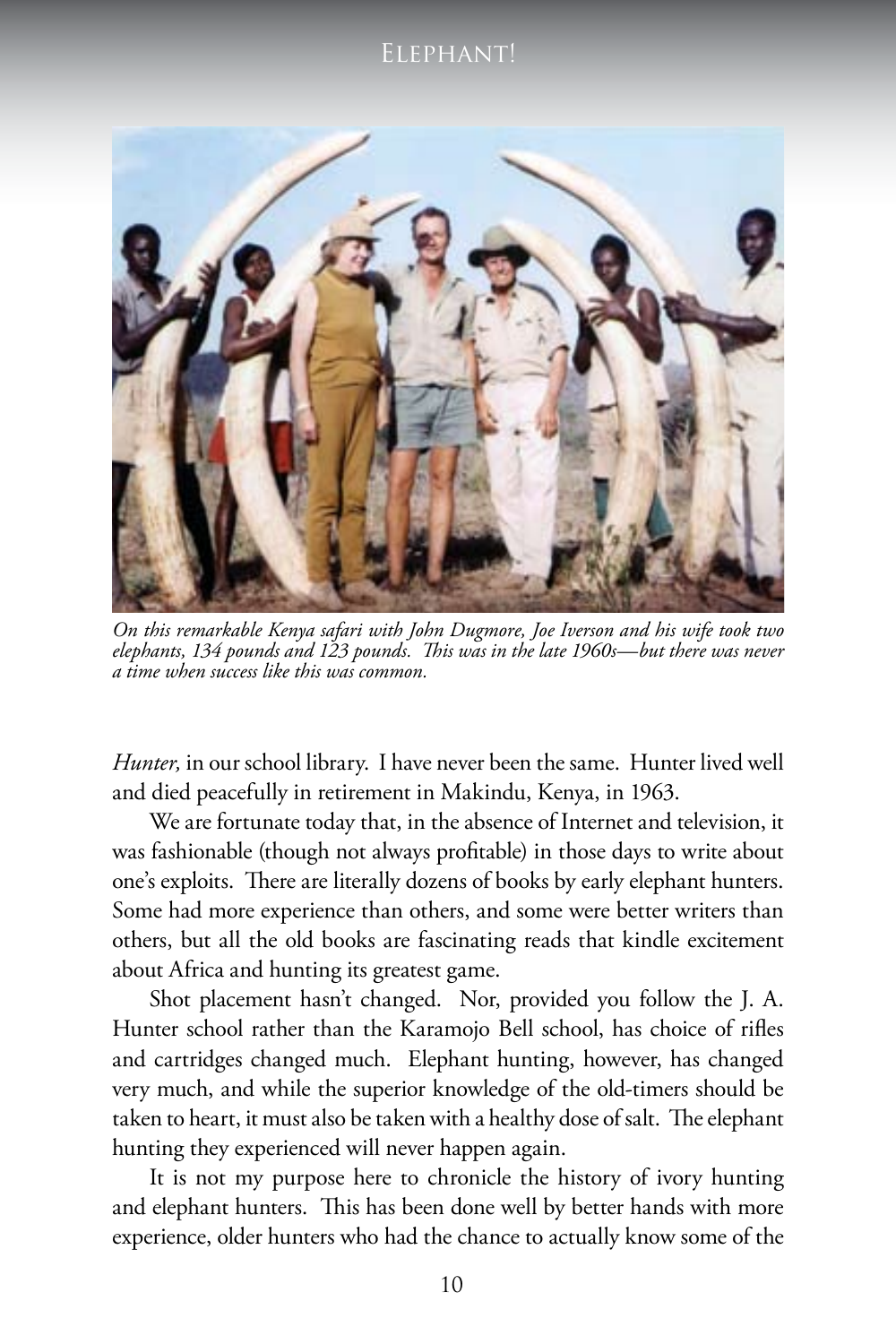*On this remarkable Kenya safari with John Dugmore, Joe Iverson and his wife took two elephants, 134 pounds and 123 pounds. This was in the late 1960s—but there was never a time when success like this was common.*

*Hunter,* in our school library. I have never been the same. Hunter lived well and died peacefully in retirement in Makindu, Kenya, in 1963.

We are fortunate today that, in the absence of Internet and television, it was fashionable (though not always profitable) in those days to write about one's exploits. There are literally dozens of books by early elephant hunters. Some had more experience than others, and some were better writers than others, but all the old books are fascinating reads that kindle excitement about Africa and hunting its greatest game.

Shot placement hasn't changed. Nor, provided you follow the J. A. Hunter school rather than the Karamojo Bell school, has choice of rifles and cartridges changed much. Elephant hunting, however, has changed very much, and while the superior knowledge of the old-timers should be taken to heart, it must also be taken with a healthy dose of salt. The elephant hunting they experienced will never happen again.

It is not my purpose here to chronicle the history of ivory hunting and elephant hunters. This has been done well by better hands with more experience, older hunters who had the chance to actually know some of the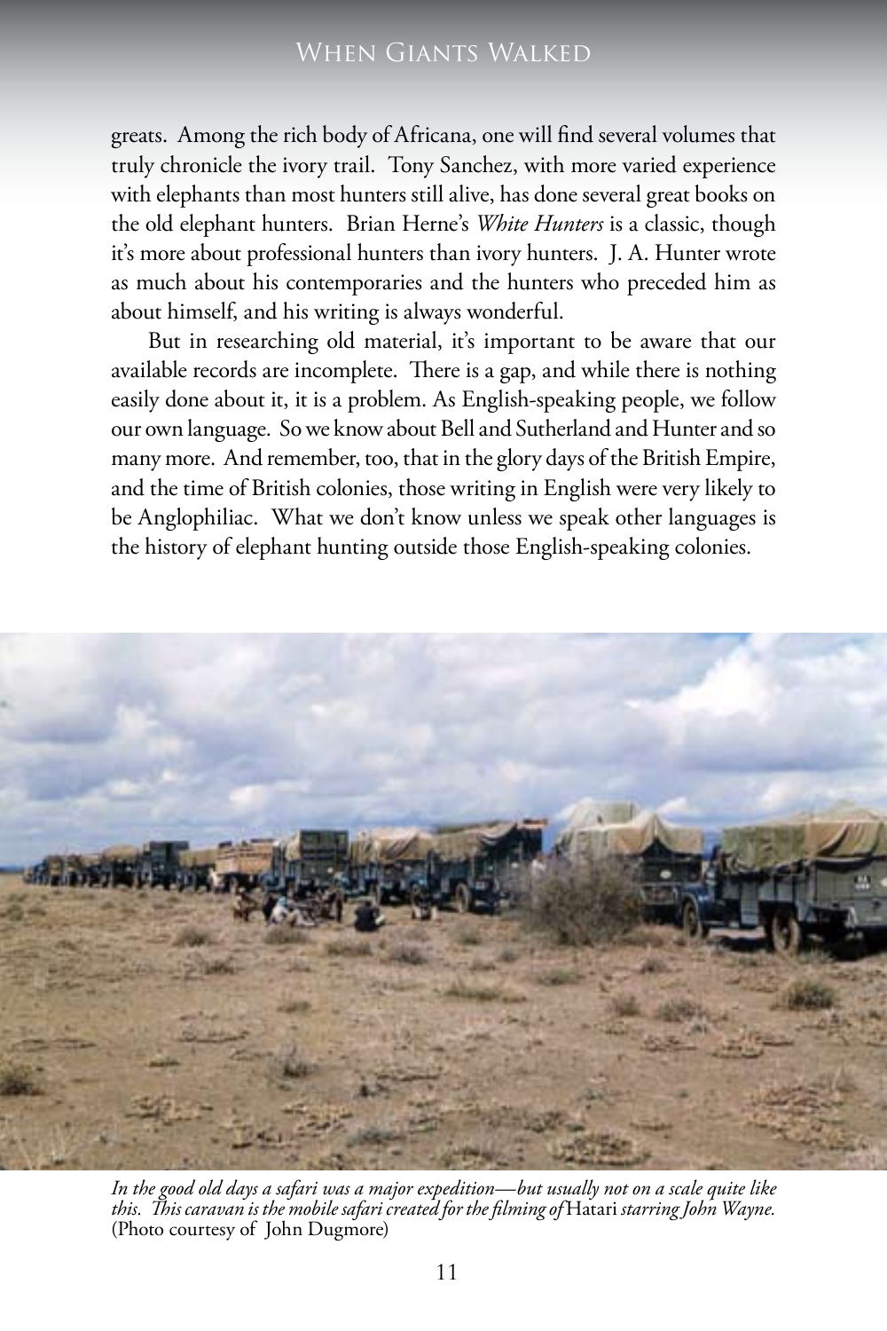greats. Among the rich body of Africana, one will find several volumes that truly chronicle the ivory trail. Tony Sanchez, with more varied experience with elephants than most hunters still alive, has done several great books on the old elephant hunters. Brian Herne's *White Hunters* is a classic, though it's more about professional hunters than ivory hunters. J. A. Hunter wrote as much about his contemporaries and the hunters who preceded him as about himself, and his writing is always wonderful.

But in researching old material, it's important to be aware that our available records are incomplete. There is a gap, and while there is nothing easily done about it, it is a problem. As English-speaking people, we follow our own language. So we know about Bell and Sutherland and Hunter and so many more. And remember, too, that in the glory days of the British Empire, and the time of British colonies, those writing in English were very likely to be Anglophiliac. What we don't know unless we speak other languages is the history of elephant hunting outside those English-speaking colonies.

*In the good old days a safari was a major expedition—but usually not on a scale quite like this. This caravan is the mobile safari created for the filming of* Hatari *starring John Wayne.* (Photo courtesy of John Dugmore)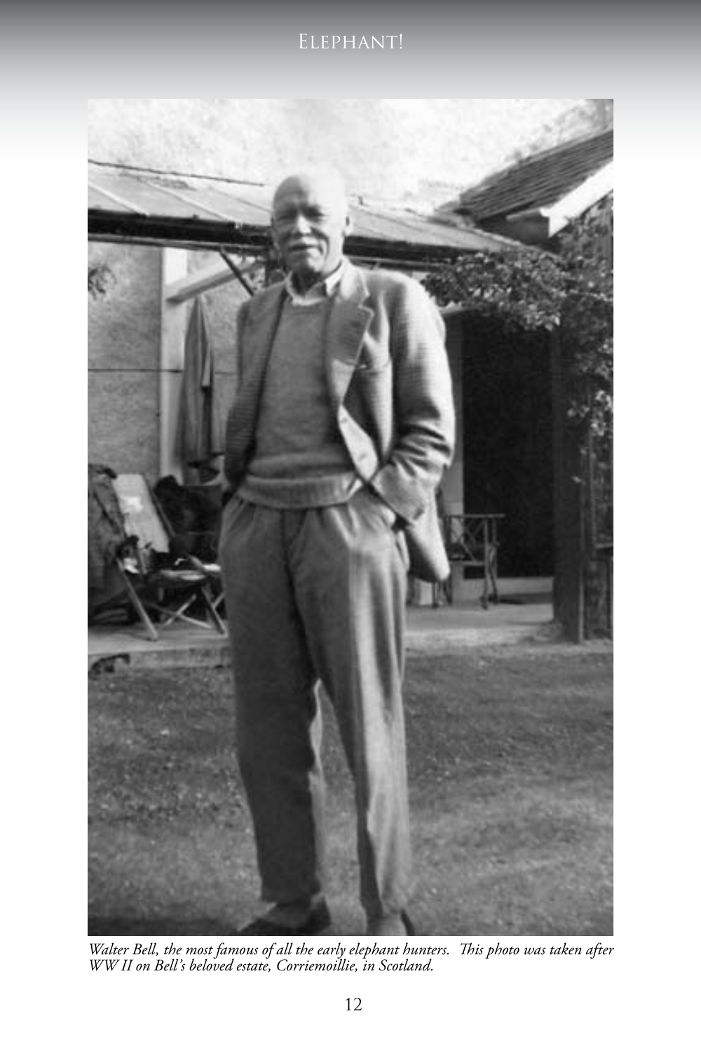*Walter Bell, the most famous of all the early elephant hunters. This photo was taken after WW II on Bell's beloved estate, Corriemoillie, in Scotland.*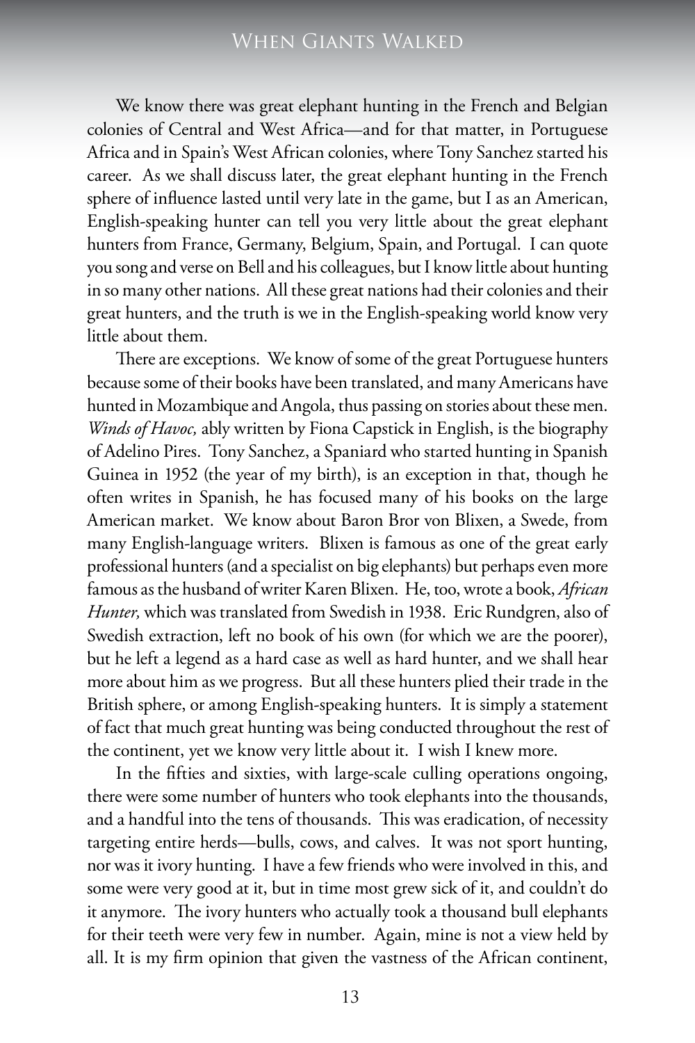We know there was great elephant hunting in the French and Belgian colonies of Central and West Africa—and for that matter, in Portuguese Africa and in Spain's West African colonies, where Tony Sanchez started his career. As we shall discuss later, the great elephant hunting in the French sphere of influence lasted until very late in the game, but I as an American, English-speaking hunter can tell you very little about the great elephant hunters from France, Germany, Belgium, Spain, and Portugal. I can quote you song and verse on Bell and his colleagues, but I know little about hunting in so many other nations. All these great nations had their colonies and their great hunters, and the truth is we in the English-speaking world know very little about them.

There are exceptions. We know of some of the great Portuguese hunters because some of their books have been translated, and many Americans have hunted in Mozambique and Angola, thus passing on stories about these men. *Winds of Havoc,* ably written by Fiona Capstick in English, is the biography of Adelino Pires. Tony Sanchez, a Spaniard who started hunting in Spanish Guinea in 1952 (the year of my birth), is an exception in that, though he often writes in Spanish, he has focused many of his books on the large American market. We know about Baron Bror von Blixen, a Swede, from many English-language writers. Blixen is famous as one of the great early professional hunters (and a specialist on big elephants) but perhaps even more famous as the husband of writer Karen Blixen. He, too, wrote a book, *African Hunter,* which was translated from Swedish in 1938. Eric Rundgren, also of Swedish extraction, left no book of his own (for which we are the poorer), but he left a legend as a hard case as well as hard hunter, and we shall hear more about him as we progress. But all these hunters plied their trade in the British sphere, or among English-speaking hunters. It is simply a statement of fact that much great hunting was being conducted throughout the rest of the continent, yet we know very little about it. I wish I knew more.

In the fifties and sixties, with large-scale culling operations ongoing, there were some number of hunters who took elephants into the thousands, and a handful into the tens of thousands. This was eradication, of necessity targeting entire herds—bulls, cows, and calves. It was not sport hunting, nor was it ivory hunting. I have a few friends who were involved in this, and some were very good at it, but in time most grew sick of it, and couldn't do it anymore. The ivory hunters who actually took a thousand bull elephants for their teeth were very few in number. Again, mine is not a view held by all. It is my firm opinion that given the vastness of the African continent,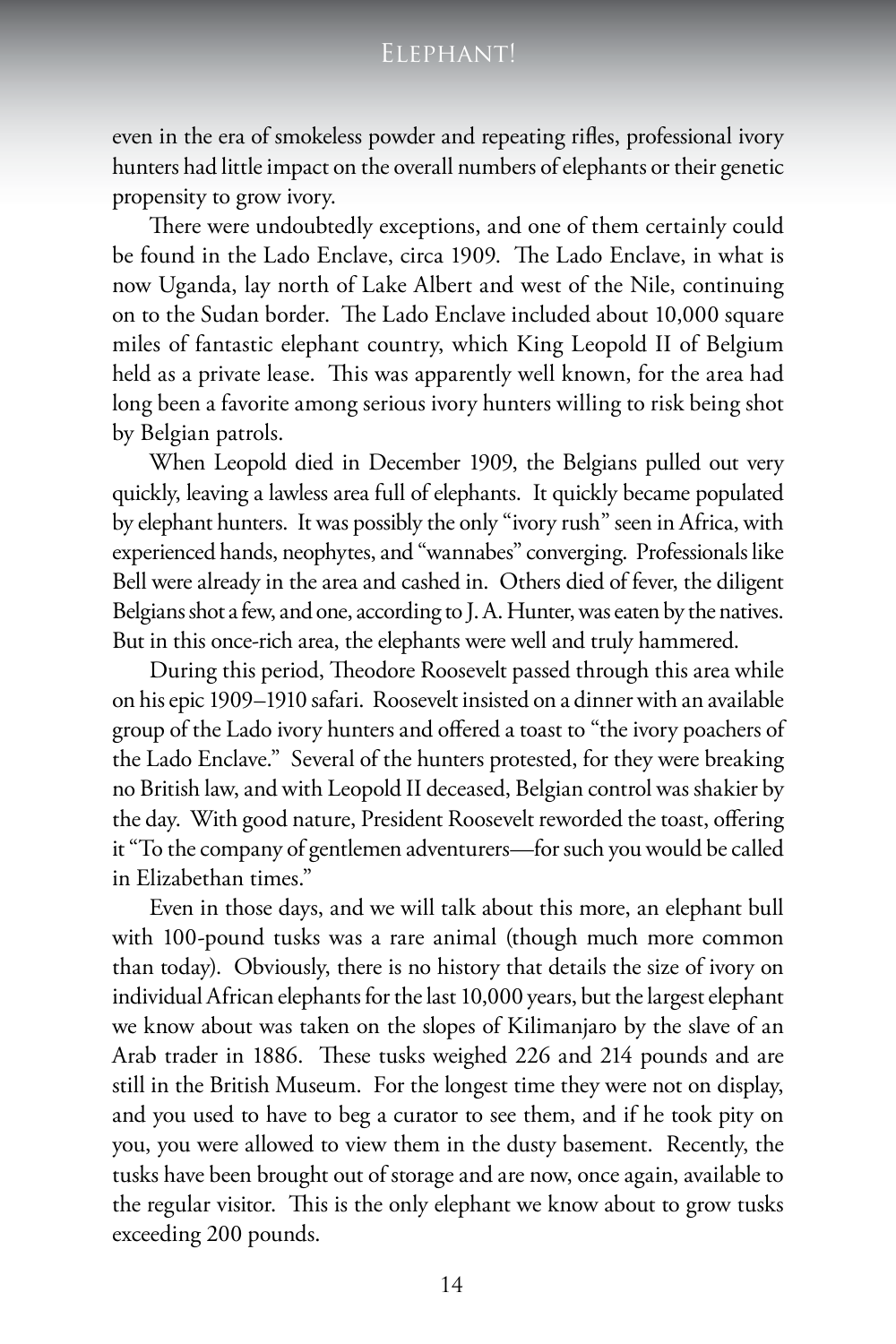even in the era of smokeless powder and repeating rifles, professional ivory hunters had little impact on the overall numbers of elephants or their genetic propensity to grow ivory.

There were undoubtedly exceptions, and one of them certainly could be found in the Lado Enclave, circa 1909. The Lado Enclave, in what is now Uganda, lay north of Lake Albert and west of the Nile, continuing on to the Sudan border. The Lado Enclave included about 10,000 square miles of fantastic elephant country, which King Leopold II of Belgium held as a private lease. This was apparently well known, for the area had long been a favorite among serious ivory hunters willing to risk being shot by Belgian patrols.

When Leopold died in December 1909, the Belgians pulled out very quickly, leaving a lawless area full of elephants. It quickly became populated by elephant hunters. It was possibly the only "ivory rush" seen in Africa, with experienced hands, neophytes, and "wannabes" converging. Professionals like Bell were already in the area and cashed in. Others died of fever, the diligent Belgians shot a few, and one, according to J. A. Hunter, was eaten by the natives. But in this once-rich area, the elephants were well and truly hammered.

During this period, Theodore Roosevelt passed through this area while on his epic 1909–1910 safari. Roosevelt insisted on a dinner with an available group of the Lado ivory hunters and offered a toast to "the ivory poachers of the Lado Enclave." Several of the hunters protested, for they were breaking no British law, and with Leopold II deceased, Belgian control was shakier by the day. With good nature, President Roosevelt reworded the toast, offering it "To the company of gentlemen adventurers—for such you would be called in Elizabethan times."

Even in those days, and we will talk about this more, an elephant bull with 100-pound tusks was a rare animal (though much more common than today). Obviously, there is no history that details the size of ivory on individual African elephants for the last 10,000 years, but the largest elephant we know about was taken on the slopes of Kilimanjaro by the slave of an Arab trader in 1886. These tusks weighed 226 and 214 pounds and are still in the British Museum. For the longest time they were not on display, and you used to have to beg a curator to see them, and if he took pity on you, you were allowed to view them in the dusty basement. Recently, the tusks have been brought out of storage and are now, once again, available to the regular visitor. This is the only elephant we know about to grow tusks exceeding 200 pounds.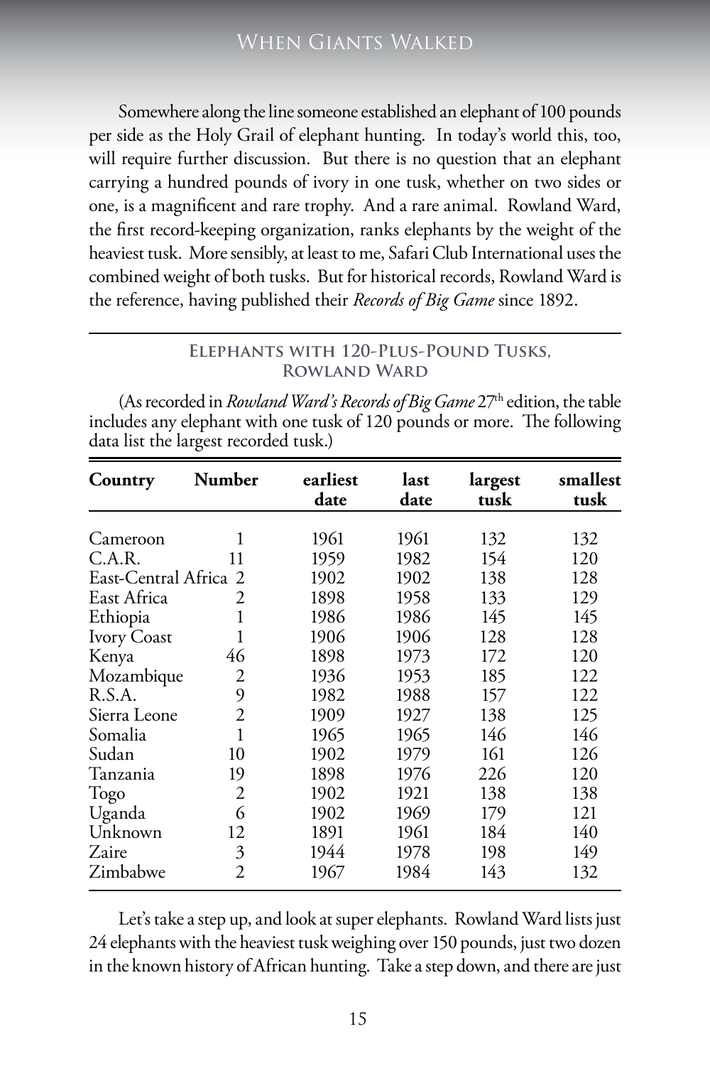Somewhere along the line someone established an elephant of 100 pounds per side as the Holy Grail of elephant hunting. In today's world this, too, will require further discussion. But there is no question that an elephant carrying a hundred pounds of ivory in one tusk, whether on two sides or one, is a magnificent and rare trophy. And a rare animal. Rowland Ward, the first record-keeping organization, ranks elephants by the weight of the heaviest tusk. More sensibly, at least to me, Safari Club International uses the combined weight of both tusks. But for historical records, Rowland Ward is the reference, having published their *Records of Big Game* since 1892.

### Elephants with 120-Plus-Pound Tusks, Rowland Ward

(As recorded in *Rowland Ward's Records of Big Game* 27th edition, the table includes any elephant with one tusk of 120 pounds or more. The following data list the largest recorded tusk.)

| Country | Number | earliest date | last date | largest tusk | smallest tusk |
|---|---|---|---|---|---|
| Cameroon | 1 | 1961 | 1961 | 132 | 132 |
| C.A.R. | 11 | 1959 | 1982 | 154 | 120 |
| East-Central Africa | 2 | 1902 | 1902 | 138 | 128 |
| East Africa | 2 | 1898 | 1958 | 133 | 129 |
| Ethiopia | 1 | 1986 | 1986 | 145 | 145 |
| Ivory Coast | 1 | 1906 | 1906 | 128 | 128 |
| Kenya | 46 | 1898 | 1973 | 172 | 120 |
| Mozambique | 2 | 1936 | 1953 | 185 | 122 |
| R.S.A. | 9 | 1982 | 1988 | 157 | 122 |
| Sierra Leone | 2 | 1909 | 1927 | 138 | 125 |
| Somalia | 1 | 1965 | 1965 | 146 | 146 |
| Sudan | 10 | 1902 | 1979 | 161 | 126 |
| Tanzania | 19 | 1898 | 1976 | 226 | 120 |
| Togo | 2 | 1902 | 1921 | 138 | 138 |
| Uganda | 6 | 1902 | 1969 | 179 | 121 |
| Unknown | 12 | 1891 | 1961 | 184 | 140 |
| Zaire | 3 | 1944 | 1978 | 198 | 149 |
| Zimbabwe | 2 | 1967 | 1984 | 143 | 132 |

Let's take a step up, and look at super elephants. Rowland Ward lists just 24 elephants with the heaviest tusk weighing over 150 pounds, just two dozen in the known history of African hunting. Take a step down, and there are just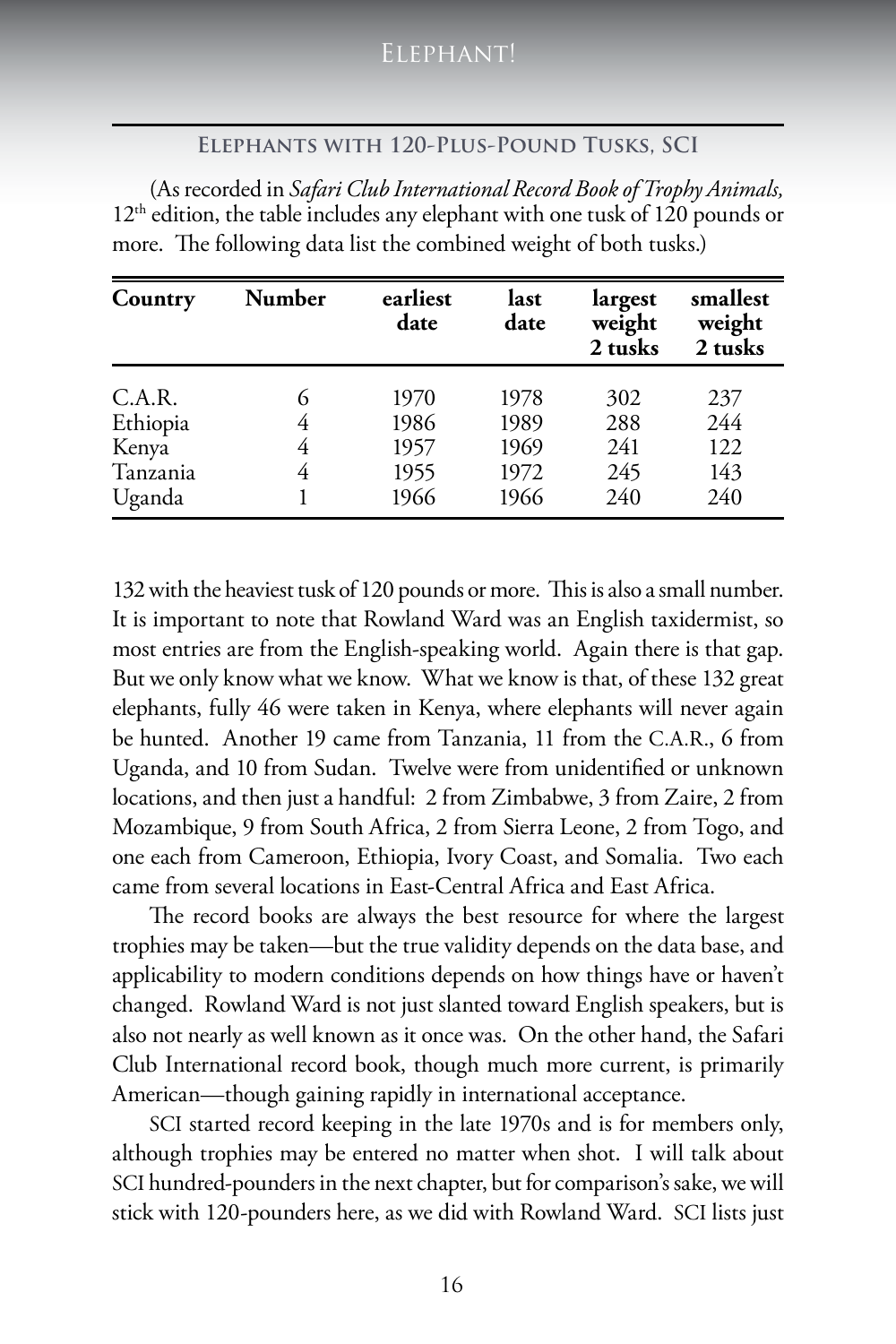### Elephants with 120-Plus-Pound Tusks, SCI

(As recorded in *Safari Club International Record Book of Trophy Animals,* 12th edition, the table includes any elephant with one tusk of 120 pounds or more. The following data list the combined weight of both tusks.)

| Country | Number | earliest date | last date | largest weight 2 tusks | smallest weight 2 tusks |
|---|---|---|---|---|---|
| C.A.R. | 6 | 1970 | 1978 | 302 | 237 |
| Ethiopia | 4 | 1986 | 1989 | 288 | 244 |
| Kenya | 4 | 1957 | 1969 | 241 | 122 |
| Tanzania | 4 | 1955 | 1972 | 245 | 143 |
| Uganda | 1 | 1966 | 1966 | 240 | 240 |

132 with the heaviest tusk of 120 pounds or more. This is also a small number. It is important to note that Rowland Ward was an English taxidermist, so most entries are from the English-speaking world. Again there is that gap. But we only know what we know. What we know is that, of these 132 great elephants, fully 46 were taken in Kenya, where elephants will never again be hunted. Another 19 came from Tanzania, 11 from the C.A.R., 6 from Uganda, and 10 from Sudan. Twelve were from unidentified or unknown locations, and then just a handful: 2 from Zimbabwe, 3 from Zaire, 2 from Mozambique, 9 from South Africa, 2 from Sierra Leone, 2 from Togo, and one each from Cameroon, Ethiopia, Ivory Coast, and Somalia. Two each came from several locations in East-Central Africa and East Africa.

The record books are always the best resource for where the largest trophies may be taken—but the true validity depends on the data base, and applicability to modern conditions depends on how things have or haven't changed. Rowland Ward is not just slanted toward English speakers, but is also not nearly as well known as it once was. On the other hand, the Safari Club International record book, though much more current, is primarily American—though gaining rapidly in international acceptance.

SCI started record keeping in the late 1970s and is for members only, although trophies may be entered no matter when shot. I will talk about SCI hundred-pounders in the next chapter, but for comparison's sake, we will stick with 120-pounders here, as we did with Rowland Ward. SCI lists just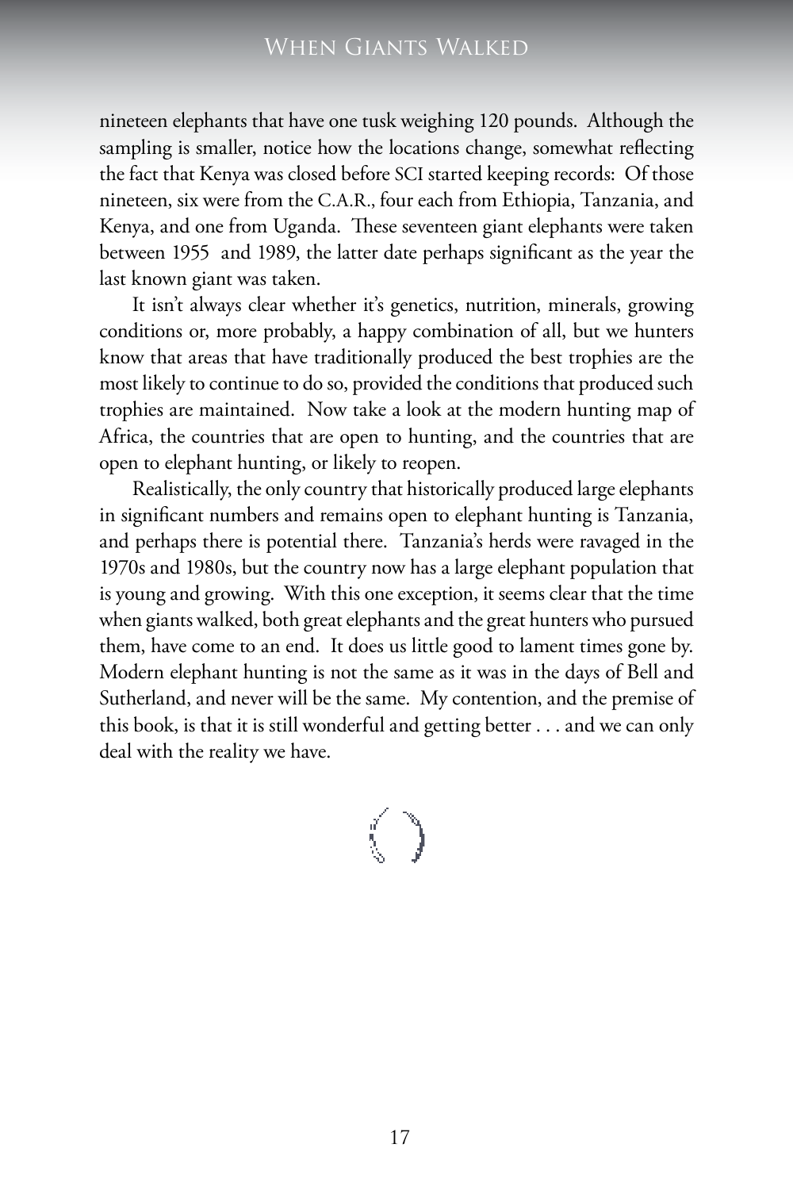nineteen elephants that have one tusk weighing 120 pounds. Although the sampling is smaller, notice how the locations change, somewhat reflecting the fact that Kenya was closed before SCI started keeping records: Of those nineteen, six were from the C.A.R., four each from Ethiopia, Tanzania, and Kenya, and one from Uganda. These seventeen giant elephants were taken between 1955 and 1989, the latter date perhaps significant as the year the last known giant was taken.

It isn't always clear whether it's genetics, nutrition, minerals, growing conditions or, more probably, a happy combination of all, but we hunters know that areas that have traditionally produced the best trophies are the most likely to continue to do so, provided the conditions that produced such trophies are maintained. Now take a look at the modern hunting map of Africa, the countries that are open to hunting, and the countries that are open to elephant hunting, or likely to reopen.

Realistically, the only country that historically produced large elephants in significant numbers and remains open to elephant hunting is Tanzania, and perhaps there is potential there. Tanzania's herds were ravaged in the 1970s and 1980s, but the country now has a large elephant population that is young and growing. With this one exception, it seems clear that the time when giants walked, both great elephants and the great hunters who pursued them, have come to an end. It does us little good to lament times gone by. Modern elephant hunting is not the same as it was in the days of Bell and Sutherland, and never will be the same. My contention, and the premise of this book, is that it is still wonderful and getting better . . . and we can only deal with the reality we have.